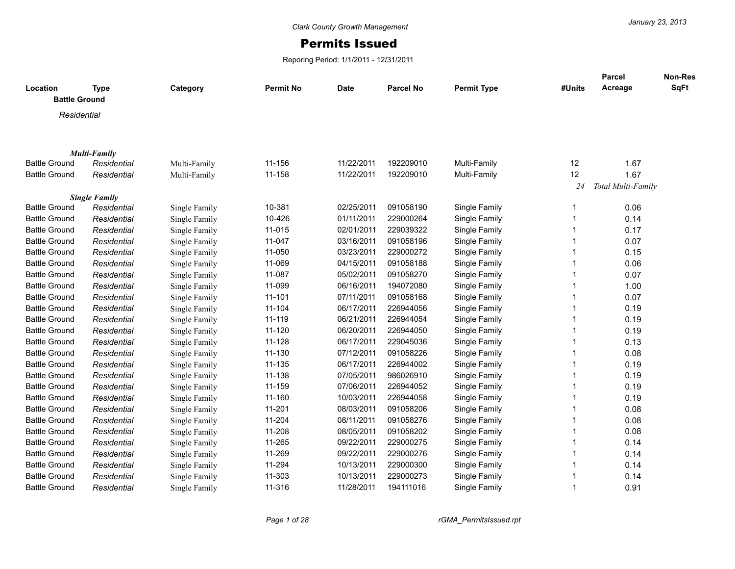Clark County Growth Management

# Permits Issued

Reporing Period: 1/1/2011 - 12/31/2011

January 23, 2013

| Location | Type | Category | Permit No | Date | Parcel No | Permit Type | #Units | Parcel Acreage | Non-Res SqFt |
|---|---|---|---|---|---|---|---|---|---|
| **Battle Ground** | | | | | | | | | |
| *Residential* | | | | | | | | | |
| ***Multi-Family*** | | | | | | | | | |
| Battle Ground | *Residential* | Multi-Family | 11-156 | 11/22/2011 | 192209010 | Multi-Family | 12 | 1.67 | |
| Battle Ground | *Residential* | Multi-Family | 11-158 | 11/22/2011 | 192209010 | Multi-Family | 12 | 1.67 | |
| | | | | | | | *24* | *Total Multi-Family* | |
| ***Single Family*** | | | | | | | | | |
| Battle Ground | *Residential* | Single Family | 10-381 | 02/25/2011 | 091058190 | Single Family | 1 | 0.06 | |
| Battle Ground | *Residential* | Single Family | 10-426 | 01/11/2011 | 229000264 | Single Family | 1 | 0.14 | |
| Battle Ground | *Residential* | Single Family | 11-015 | 02/01/2011 | 229039322 | Single Family | 1 | 0.17 | |
| Battle Ground | *Residential* | Single Family | 11-047 | 03/16/2011 | 091058196 | Single Family | 1 | 0.07 | |
| Battle Ground | *Residential* | Single Family | 11-050 | 03/23/2011 | 229000272 | Single Family | 1 | 0.15 | |
| Battle Ground | *Residential* | Single Family | 11-069 | 04/15/2011 | 091058188 | Single Family | 1 | 0.06 | |
| Battle Ground | *Residential* | Single Family | 11-087 | 05/02/2011 | 091058270 | Single Family | 1 | 0.07 | |
| Battle Ground | *Residential* | Single Family | 11-099 | 06/16/2011 | 194072080 | Single Family | 1 | 1.00 | |
| Battle Ground | *Residential* | Single Family | 11-101 | 07/11/2011 | 091058168 | Single Family | 1 | 0.07 | |
| Battle Ground | *Residential* | Single Family | 11-104 | 06/17/2011 | 226944056 | Single Family | 1 | 0.19 | |
| Battle Ground | *Residential* | Single Family | 11-119 | 06/21/2011 | 226944054 | Single Family | 1 | 0.19 | |
| Battle Ground | *Residential* | Single Family | 11-120 | 06/20/2011 | 226944050 | Single Family | 1 | 0.19 | |
| Battle Ground | *Residential* | Single Family | 11-128 | 06/17/2011 | 229045036 | Single Family | 1 | 0.13 | |
| Battle Ground | *Residential* | Single Family | 11-130 | 07/12/2011 | 091058226 | Single Family | 1 | 0.08 | |
| Battle Ground | *Residential* | Single Family | 11-135 | 06/17/2011 | 226944002 | Single Family | 1 | 0.19 | |
| Battle Ground | *Residential* | Single Family | 11-138 | 07/05/2011 | 986026910 | Single Family | 1 | 0.19 | |
| Battle Ground | *Residential* | Single Family | 11-159 | 07/06/2011 | 226944052 | Single Family | 1 | 0.19 | |
| Battle Ground | *Residential* | Single Family | 11-160 | 10/03/2011 | 226944058 | Single Family | 1 | 0.19 | |
| Battle Ground | *Residential* | Single Family | 11-201 | 08/03/2011 | 091058206 | Single Family | 1 | 0.08 | |
| Battle Ground | *Residential* | Single Family | 11-204 | 08/11/2011 | 091058276 | Single Family | 1 | 0.08 | |
| Battle Ground | *Residential* | Single Family | 11-208 | 08/05/2011 | 091058202 | Single Family | 1 | 0.08 | |
| Battle Ground | *Residential* | Single Family | 11-265 | 09/22/2011 | 229000275 | Single Family | 1 | 0.14 | |
| Battle Ground | *Residential* | Single Family | 11-269 | 09/22/2011 | 229000276 | Single Family | 1 | 0.14 | |
| Battle Ground | *Residential* | Single Family | 11-294 | 10/13/2011 | 229000300 | Single Family | 1 | 0.14 | |
| Battle Ground | *Residential* | Single Family | 11-303 | 10/13/2011 | 229000273 | Single Family | 1 | 0.14 | |
| Battle Ground | *Residential* | Single Family | 11-316 | 11/28/2011 | 194111016 | Single Family | 1 | 0.91 | |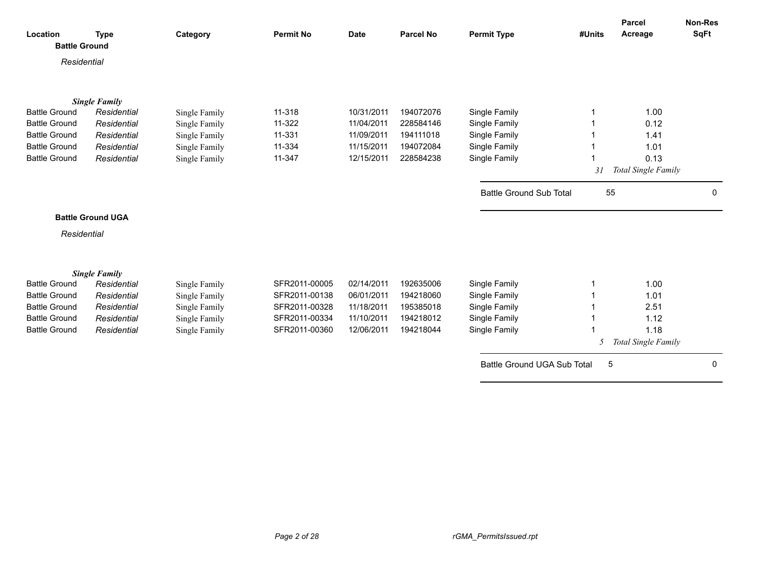| Location | Type | Category | Permit No | Date | Parcel No | Permit Type | #Units | Parcel Acreage | Non-Res SqFt |
|---|---|---|---|---|---|---|---|---|---|

## Battle Ground

*Residential*

***Single Family***

| Location | Type | Category | Permit No | Date | Parcel No | Permit Type | #Units | Parcel Acreage | Non-Res SqFt |
|---|---|---|---|---|---|---|---|---|---|
| Battle Ground | *Residential* | Single Family | 11-318 | 10/31/2011 | 194072076 | Single Family | 1 | 1.00 | |
| Battle Ground | *Residential* | Single Family | 11-322 | 11/04/2011 | 228584146 | Single Family | 1 | 0.12 | |
| Battle Ground | *Residential* | Single Family | 11-331 | 11/09/2011 | 194111018 | Single Family | 1 | 1.41 | |
| Battle Ground | *Residential* | Single Family | 11-334 | 11/15/2011 | 194072084 | Single Family | 1 | 1.01 | |
| Battle Ground | *Residential* | Single Family | 11-347 | 12/15/2011 | 228584238 | Single Family | 1 | 0.13 | |
| | | | | | | | *31* | *Total Single Family* | |
| | | | | | | Battle Ground Sub Total | 55 | | 0 |

## Battle Ground UGA

*Residential*

***Single Family***

| Location | Type | Category | Permit No | Date | Parcel No | Permit Type | #Units | Parcel Acreage | Non-Res SqFt |
|---|---|---|---|---|---|---|---|---|---|
| Battle Ground | *Residential* | Single Family | SFR2011-00005 | 02/14/2011 | 192635006 | Single Family | 1 | 1.00 | |
| Battle Ground | *Residential* | Single Family | SFR2011-00138 | 06/01/2011 | 194218060 | Single Family | 1 | 1.01 | |
| Battle Ground | *Residential* | Single Family | SFR2011-00328 | 11/18/2011 | 195385018 | Single Family | 1 | 2.51 | |
| Battle Ground | *Residential* | Single Family | SFR2011-00334 | 11/10/2011 | 194218012 | Single Family | 1 | 1.12 | |
| Battle Ground | *Residential* | Single Family | SFR2011-00360 | 12/06/2011 | 194218044 | Single Family | 1 | 1.18 | |
| | | | | | | | *5* | *Total Single Family* | |
| | | | | | | Battle Ground UGA Sub Total | 5 | | 0 |

rGMA_PermitsIssued.rpt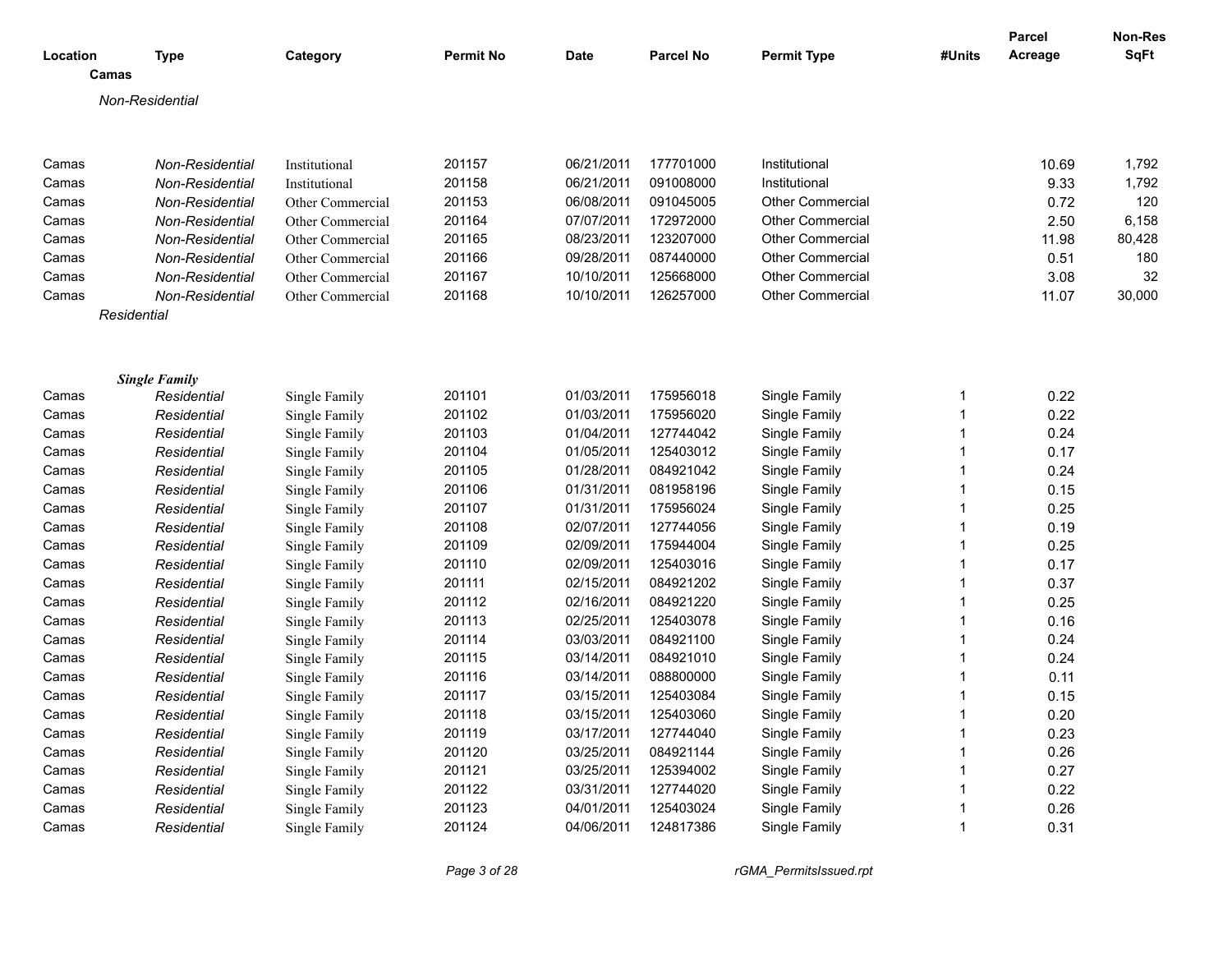| Location | Type | Category | Permit No | Date | Parcel No | Permit Type | #Units | Parcel Acreage | Non-Res SqFt |
|---|---|---|---|---|---|---|---|---|---|
| **Camas** | | | | | | | | | |
| *Non-Residential* | | | | | | | | | |
| Camas | *Non-Residential* | Institutional | 201157 | 06/21/2011 | 177701000 | Institutional | | 10.69 | 1,792 |
| Camas | *Non-Residential* | Institutional | 201158 | 06/21/2011 | 091008000 | Institutional | | 9.33 | 1,792 |
| Camas | *Non-Residential* | Other Commercial | 201153 | 06/08/2011 | 091045005 | Other Commercial | | 0.72 | 120 |
| Camas | *Non-Residential* | Other Commercial | 201164 | 07/07/2011 | 172972000 | Other Commercial | | 2.50 | 6,158 |
| Camas | *Non-Residential* | Other Commercial | 201165 | 08/23/2011 | 123207000 | Other Commercial | | 11.98 | 80,428 |
| Camas | *Non-Residential* | Other Commercial | 201166 | 09/28/2011 | 087440000 | Other Commercial | | 0.51 | 180 |
| Camas | *Non-Residential* | Other Commercial | 201167 | 10/10/2011 | 125668000 | Other Commercial | | 3.08 | 32 |
| Camas | *Non-Residential* | Other Commercial | 201168 | 10/10/2011 | 126257000 | Other Commercial | | 11.07 | 30,000 |
| *Residential* | | | | | | | | | |
| ***Single Family*** | | | | | | | | | |
| Camas | *Residential* | Single Family | 201101 | 01/03/2011 | 175956018 | Single Family | 1 | 0.22 | |
| Camas | *Residential* | Single Family | 201102 | 01/03/2011 | 175956020 | Single Family | 1 | 0.22 | |
| Camas | *Residential* | Single Family | 201103 | 01/04/2011 | 127744042 | Single Family | 1 | 0.24 | |
| Camas | *Residential* | Single Family | 201104 | 01/05/2011 | 125403012 | Single Family | 1 | 0.17 | |
| Camas | *Residential* | Single Family | 201105 | 01/28/2011 | 084921042 | Single Family | 1 | 0.24 | |
| Camas | *Residential* | Single Family | 201106 | 01/31/2011 | 081958196 | Single Family | 1 | 0.15 | |
| Camas | *Residential* | Single Family | 201107 | 01/31/2011 | 175956024 | Single Family | 1 | 0.25 | |
| Camas | *Residential* | Single Family | 201108 | 02/07/2011 | 127744056 | Single Family | 1 | 0.19 | |
| Camas | *Residential* | Single Family | 201109 | 02/09/2011 | 175944004 | Single Family | 1 | 0.25 | |
| Camas | *Residential* | Single Family | 201110 | 02/09/2011 | 125403016 | Single Family | 1 | 0.17 | |
| Camas | *Residential* | Single Family | 201111 | 02/15/2011 | 084921202 | Single Family | 1 | 0.37 | |
| Camas | *Residential* | Single Family | 201112 | 02/16/2011 | 084921220 | Single Family | 1 | 0.25 | |
| Camas | *Residential* | Single Family | 201113 | 02/25/2011 | 125403078 | Single Family | 1 | 0.16 | |
| Camas | *Residential* | Single Family | 201114 | 03/03/2011 | 084921100 | Single Family | 1 | 0.24 | |
| Camas | *Residential* | Single Family | 201115 | 03/14/2011 | 084921010 | Single Family | 1 | 0.24 | |
| Camas | *Residential* | Single Family | 201116 | 03/14/2011 | 088800000 | Single Family | 1 | 0.11 | |
| Camas | *Residential* | Single Family | 201117 | 03/15/2011 | 125403084 | Single Family | 1 | 0.15 | |
| Camas | *Residential* | Single Family | 201118 | 03/15/2011 | 125403060 | Single Family | 1 | 0.20 | |
| Camas | *Residential* | Single Family | 201119 | 03/17/2011 | 127744040 | Single Family | 1 | 0.23 | |
| Camas | *Residential* | Single Family | 201120 | 03/25/2011 | 084921144 | Single Family | 1 | 0.26 | |
| Camas | *Residential* | Single Family | 201121 | 03/25/2011 | 125394002 | Single Family | 1 | 0.27 | |
| Camas | *Residential* | Single Family | 201122 | 03/31/2011 | 127744020 | Single Family | 1 | 0.22 | |
| Camas | *Residential* | Single Family | 201123 | 04/01/2011 | 125403024 | Single Family | 1 | 0.26 | |
| Camas | *Residential* | Single Family | 201124 | 04/06/2011 | 124817386 | Single Family | 1 | 0.31 | |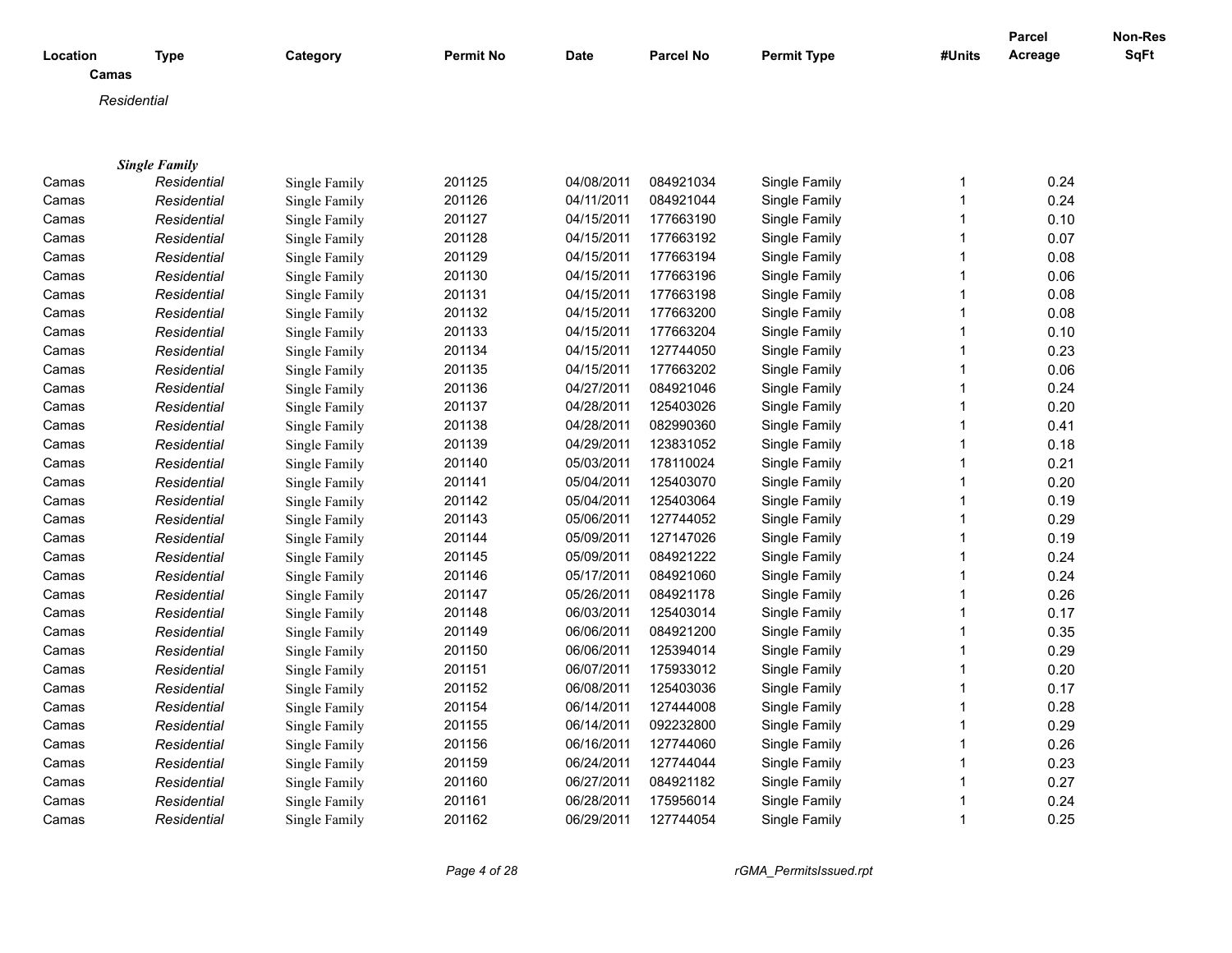| Location | Type | Category | Permit No | Date | Parcel No | Permit Type | #Units | Parcel Acreage | Non-Res SqFt |
|---|---|---|---|---|---|---|---|---|---|

**Camas**

*Residential*

***Single Family***

| Location | Type | Category | Permit No | Date | Parcel No | Permit Type | #Units | Parcel Acreage | Non-Res SqFt |
|---|---|---|---|---|---|---|---|---|---|
| Camas | *Residential* | Single Family | 201125 | 04/08/2011 | 084921034 | Single Family | 1 | 0.24 | |
| Camas | *Residential* | Single Family | 201126 | 04/11/2011 | 084921044 | Single Family | 1 | 0.24 | |
| Camas | *Residential* | Single Family | 201127 | 04/15/2011 | 177663190 | Single Family | 1 | 0.10 | |
| Camas | *Residential* | Single Family | 201128 | 04/15/2011 | 177663192 | Single Family | 1 | 0.07 | |
| Camas | *Residential* | Single Family | 201129 | 04/15/2011 | 177663194 | Single Family | 1 | 0.08 | |
| Camas | *Residential* | Single Family | 201130 | 04/15/2011 | 177663196 | Single Family | 1 | 0.06 | |
| Camas | *Residential* | Single Family | 201131 | 04/15/2011 | 177663198 | Single Family | 1 | 0.08 | |
| Camas | *Residential* | Single Family | 201132 | 04/15/2011 | 177663200 | Single Family | 1 | 0.08 | |
| Camas | *Residential* | Single Family | 201133 | 04/15/2011 | 177663204 | Single Family | 1 | 0.10 | |
| Camas | *Residential* | Single Family | 201134 | 04/15/2011 | 127744050 | Single Family | 1 | 0.23 | |
| Camas | *Residential* | Single Family | 201135 | 04/15/2011 | 177663202 | Single Family | 1 | 0.06 | |
| Camas | *Residential* | Single Family | 201136 | 04/27/2011 | 084921046 | Single Family | 1 | 0.24 | |
| Camas | *Residential* | Single Family | 201137 | 04/28/2011 | 125403026 | Single Family | 1 | 0.20 | |
| Camas | *Residential* | Single Family | 201138 | 04/28/2011 | 082990360 | Single Family | 1 | 0.41 | |
| Camas | *Residential* | Single Family | 201139 | 04/29/2011 | 123831052 | Single Family | 1 | 0.18 | |
| Camas | *Residential* | Single Family | 201140 | 05/03/2011 | 178110024 | Single Family | 1 | 0.21 | |
| Camas | *Residential* | Single Family | 201141 | 05/04/2011 | 125403070 | Single Family | 1 | 0.20 | |
| Camas | *Residential* | Single Family | 201142 | 05/04/2011 | 125403064 | Single Family | 1 | 0.19 | |
| Camas | *Residential* | Single Family | 201143 | 05/06/2011 | 127744052 | Single Family | 1 | 0.29 | |
| Camas | *Residential* | Single Family | 201144 | 05/09/2011 | 127147026 | Single Family | 1 | 0.19 | |
| Camas | *Residential* | Single Family | 201145 | 05/09/2011 | 084921222 | Single Family | 1 | 0.24 | |
| Camas | *Residential* | Single Family | 201146 | 05/17/2011 | 084921060 | Single Family | 1 | 0.24 | |
| Camas | *Residential* | Single Family | 201147 | 05/26/2011 | 084921178 | Single Family | 1 | 0.26 | |
| Camas | *Residential* | Single Family | 201148 | 06/03/2011 | 125403014 | Single Family | 1 | 0.17 | |
| Camas | *Residential* | Single Family | 201149 | 06/06/2011 | 084921200 | Single Family | 1 | 0.35 | |
| Camas | *Residential* | Single Family | 201150 | 06/06/2011 | 125394014 | Single Family | 1 | 0.29 | |
| Camas | *Residential* | Single Family | 201151 | 06/07/2011 | 175933012 | Single Family | 1 | 0.20 | |
| Camas | *Residential* | Single Family | 201152 | 06/08/2011 | 125403036 | Single Family | 1 | 0.17 | |
| Camas | *Residential* | Single Family | 201154 | 06/14/2011 | 127444008 | Single Family | 1 | 0.28 | |
| Camas | *Residential* | Single Family | 201155 | 06/14/2011 | 092232800 | Single Family | 1 | 0.29 | |
| Camas | *Residential* | Single Family | 201156 | 06/16/2011 | 127744060 | Single Family | 1 | 0.26 | |
| Camas | *Residential* | Single Family | 201159 | 06/24/2011 | 127744044 | Single Family | 1 | 0.23 | |
| Camas | *Residential* | Single Family | 201160 | 06/27/2011 | 084921182 | Single Family | 1 | 0.27 | |
| Camas | *Residential* | Single Family | 201161 | 06/28/2011 | 175956014 | Single Family | 1 | 0.24 | |
| Camas | *Residential* | Single Family | 201162 | 06/29/2011 | 127744054 | Single Family | 1 | 0.25 | |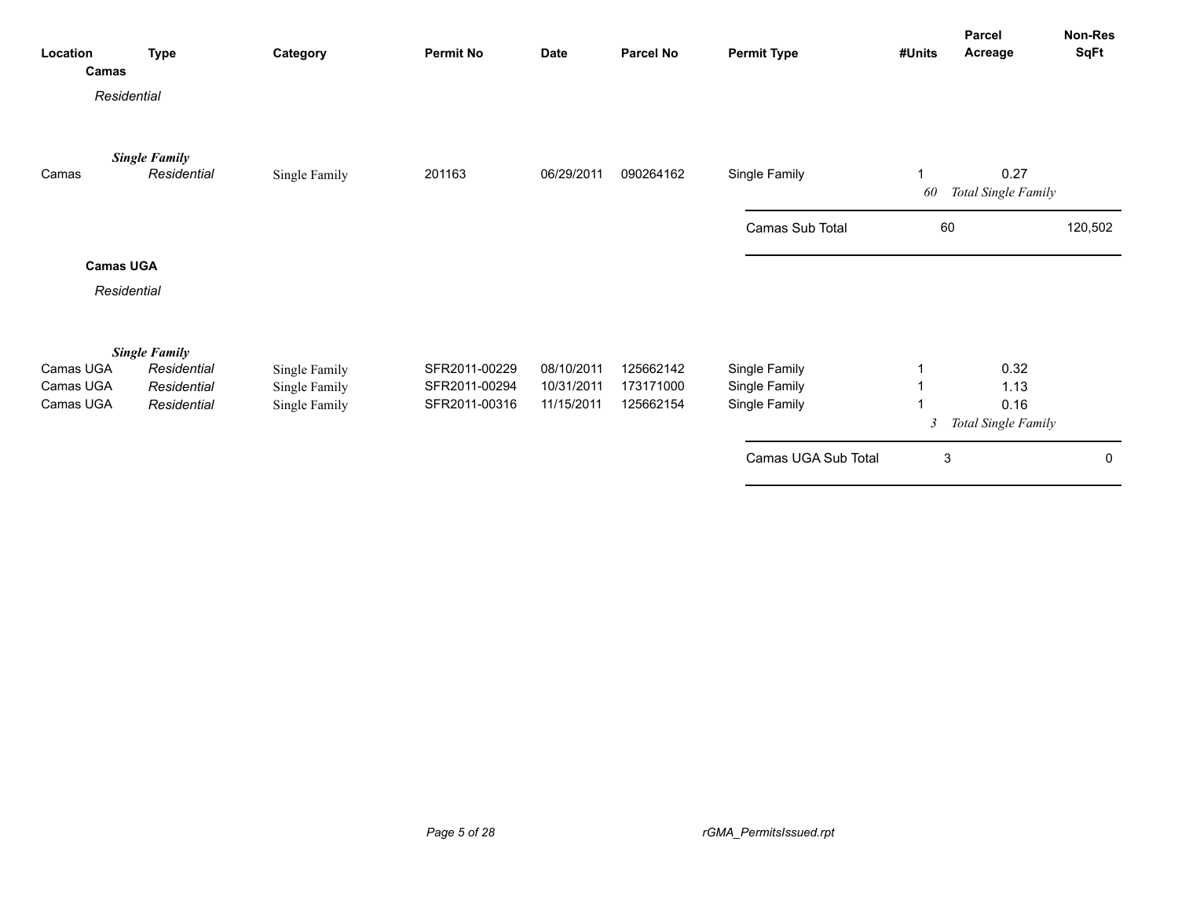| Location | Type | Category | Permit No | Date | Parcel No | Permit Type | #Units | Parcel Acreage | Non-Res SqFt |
|---|---|---|---|---|---|---|---|---|---|
| **Camas** | | | | | | | | | |
| *Residential* | | | | | | | | | |
| | ***Single Family*** | | | | | | | | |
| Camas | *Residential* | Single Family | 201163 | 06/29/2011 | 090264162 | Single Family | 1 | 0.27 | |
| | | | | | | | *60* | *Total Single Family* | |
| | | | | | | Camas Sub Total | 60 | | 120,502 |
| **Camas UGA** | | | | | | | | | |
| *Residential* | | | | | | | | | |
| | ***Single Family*** | | | | | | | | |
| Camas UGA | *Residential* | Single Family | SFR2011-00229 | 08/10/2011 | 125662142 | Single Family | 1 | 0.32 | |
| Camas UGA | *Residential* | Single Family | SFR2011-00294 | 10/31/2011 | 173171000 | Single Family | 1 | 1.13 | |
| Camas UGA | *Residential* | Single Family | SFR2011-00316 | 11/15/2011 | 125662154 | Single Family | 1 | 0.16 | |
| | | | | | | | *3* | *Total Single Family* | |
| | | | | | | Camas UGA Sub Total | 3 | | 0 |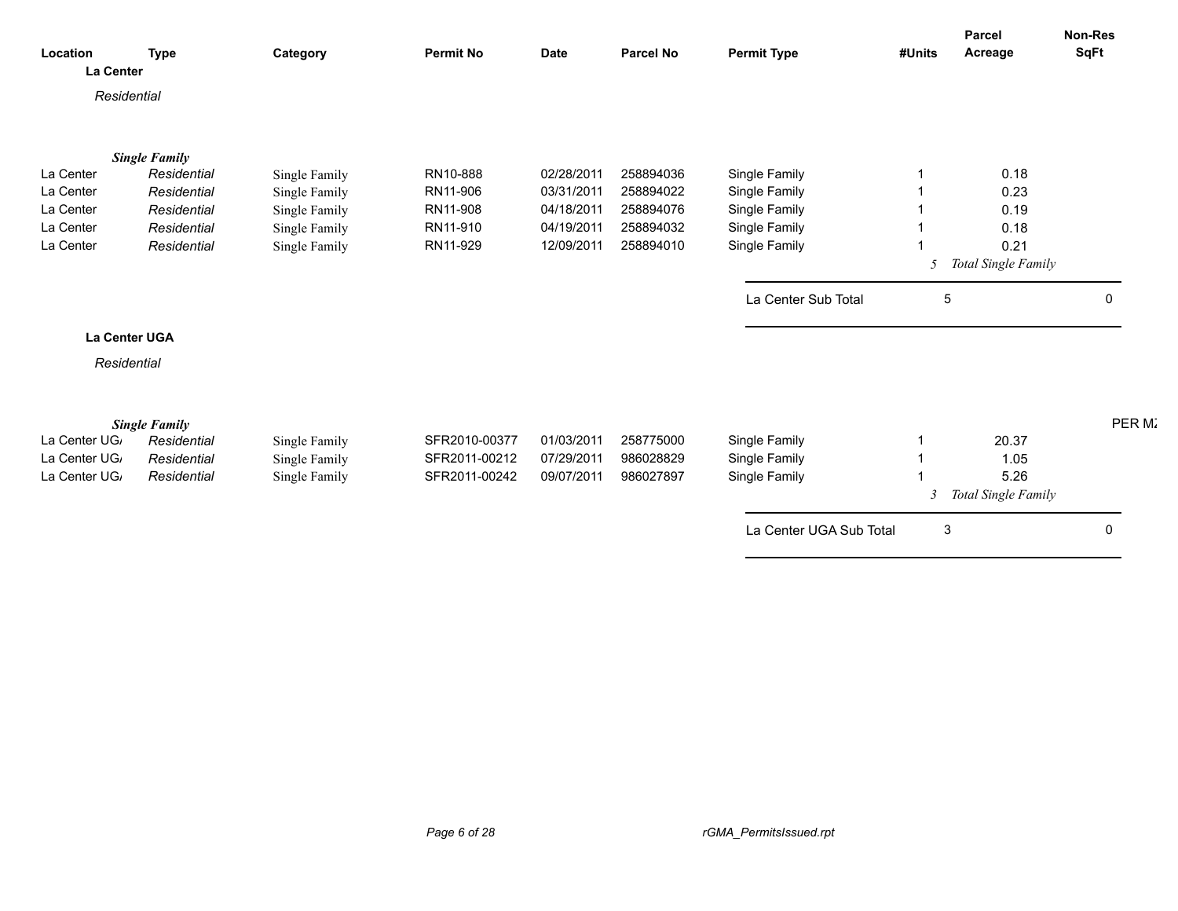| Location | Type | Category | Permit No | Date | Parcel No | Permit Type | #Units | Parcel Acreage | Non-Res SqFt |
|---|---|---|---|---|---|---|---|---|---|
| **La Center** | | | | | | | | | |
| *Residential* | | | | | | | | | |
| | ***Single Family*** | | | | | | | | |
| La Center | *Residential* | Single Family | RN10-888 | 02/28/2011 | 258894036 | Single Family | 1 | 0.18 | |
| La Center | *Residential* | Single Family | RN11-906 | 03/31/2011 | 258894022 | Single Family | 1 | 0.23 | |
| La Center | *Residential* | Single Family | RN11-908 | 04/18/2011 | 258894076 | Single Family | 1 | 0.19 | |
| La Center | *Residential* | Single Family | RN11-910 | 04/19/2011 | 258894032 | Single Family | 1 | 0.18 | |
| La Center | *Residential* | Single Family | RN11-929 | 12/09/2011 | 258894010 | Single Family | 1 | 0.21 | |
| | | | | | | | *5* | *Total Single Family* | |
| | | | | | | La Center Sub Total | 5 | | 0 |
| **La Center UGA** | | | | | | | | | |
| *Residential* | | | | | | | | | |
| | ***Single Family*** | | | | | | | | PER M |
| La Center UGA | *Residential* | Single Family | SFR2010-00377 | 01/03/2011 | 258775000 | Single Family | 1 | 20.37 | |
| La Center UGA | *Residential* | Single Family | SFR2011-00212 | 07/29/2011 | 986028829 | Single Family | 1 | 1.05 | |
| La Center UGA | *Residential* | Single Family | SFR2011-00242 | 09/07/2011 | 986027897 | Single Family | 1 | 5.26 | |
| | | | | | | | *3* | *Total Single Family* | |
| | | | | | | La Center UGA Sub Total | 3 | | 0 |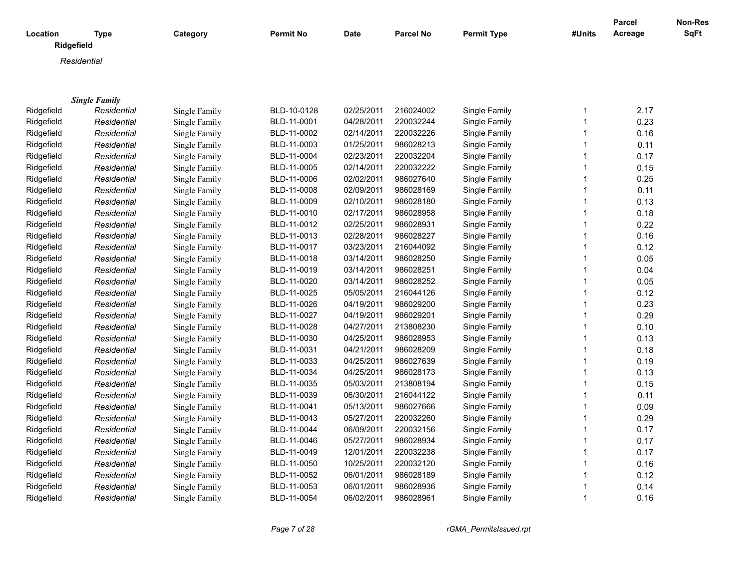| Location | Type | Category | Permit No | Date | Parcel No | Permit Type | #Units | Parcel Acreage | Non-Res SqFt |
|---|---|---|---|---|---|---|---|---|---|
| **Ridgefield** | | | | | | | | | |
| *Residential* | | | | | | | | | |
| ***Single Family*** | | | | | | | | | |
| Ridgefield | *Residential* | Single Family | BLD-10-0128 | 02/25/2011 | 216024002 | Single Family | 1 | 2.17 | |
| Ridgefield | *Residential* | Single Family | BLD-11-0001 | 04/28/2011 | 220032244 | Single Family | 1 | 0.23 | |
| Ridgefield | *Residential* | Single Family | BLD-11-0002 | 02/14/2011 | 220032226 | Single Family | 1 | 0.16 | |
| Ridgefield | *Residential* | Single Family | BLD-11-0003 | 01/25/2011 | 986028213 | Single Family | 1 | 0.11 | |
| Ridgefield | *Residential* | Single Family | BLD-11-0004 | 02/23/2011 | 220032204 | Single Family | 1 | 0.17 | |
| Ridgefield | *Residential* | Single Family | BLD-11-0005 | 02/14/2011 | 220032222 | Single Family | 1 | 0.15 | |
| Ridgefield | *Residential* | Single Family | BLD-11-0006 | 02/02/2011 | 986027640 | Single Family | 1 | 0.25 | |
| Ridgefield | *Residential* | Single Family | BLD-11-0008 | 02/09/2011 | 986028169 | Single Family | 1 | 0.11 | |
| Ridgefield | *Residential* | Single Family | BLD-11-0009 | 02/10/2011 | 986028180 | Single Family | 1 | 0.13 | |
| Ridgefield | *Residential* | Single Family | BLD-11-0010 | 02/17/2011 | 986028958 | Single Family | 1 | 0.18 | |
| Ridgefield | *Residential* | Single Family | BLD-11-0012 | 02/25/2011 | 986028931 | Single Family | 1 | 0.22 | |
| Ridgefield | *Residential* | Single Family | BLD-11-0013 | 02/28/2011 | 986028227 | Single Family | 1 | 0.16 | |
| Ridgefield | *Residential* | Single Family | BLD-11-0017 | 03/23/2011 | 216044092 | Single Family | 1 | 0.12 | |
| Ridgefield | *Residential* | Single Family | BLD-11-0018 | 03/14/2011 | 986028250 | Single Family | 1 | 0.05 | |
| Ridgefield | *Residential* | Single Family | BLD-11-0019 | 03/14/2011 | 986028251 | Single Family | 1 | 0.04 | |
| Ridgefield | *Residential* | Single Family | BLD-11-0020 | 03/14/2011 | 986028252 | Single Family | 1 | 0.05 | |
| Ridgefield | *Residential* | Single Family | BLD-11-0025 | 05/05/2011 | 216044126 | Single Family | 1 | 0.12 | |
| Ridgefield | *Residential* | Single Family | BLD-11-0026 | 04/19/2011 | 986029200 | Single Family | 1 | 0.23 | |
| Ridgefield | *Residential* | Single Family | BLD-11-0027 | 04/19/2011 | 986029201 | Single Family | 1 | 0.29 | |
| Ridgefield | *Residential* | Single Family | BLD-11-0028 | 04/27/2011 | 213808230 | Single Family | 1 | 0.10 | |
| Ridgefield | *Residential* | Single Family | BLD-11-0030 | 04/25/2011 | 986028953 | Single Family | 1 | 0.13 | |
| Ridgefield | *Residential* | Single Family | BLD-11-0031 | 04/21/2011 | 986028209 | Single Family | 1 | 0.18 | |
| Ridgefield | *Residential* | Single Family | BLD-11-0033 | 04/25/2011 | 986027639 | Single Family | 1 | 0.19 | |
| Ridgefield | *Residential* | Single Family | BLD-11-0034 | 04/25/2011 | 986028173 | Single Family | 1 | 0.13 | |
| Ridgefield | *Residential* | Single Family | BLD-11-0035 | 05/03/2011 | 213808194 | Single Family | 1 | 0.15 | |
| Ridgefield | *Residential* | Single Family | BLD-11-0039 | 06/30/2011 | 216044122 | Single Family | 1 | 0.11 | |
| Ridgefield | *Residential* | Single Family | BLD-11-0041 | 05/13/2011 | 986027666 | Single Family | 1 | 0.09 | |
| Ridgefield | *Residential* | Single Family | BLD-11-0043 | 05/27/2011 | 220032260 | Single Family | 1 | 0.29 | |
| Ridgefield | *Residential* | Single Family | BLD-11-0044 | 06/09/2011 | 220032156 | Single Family | 1 | 0.17 | |
| Ridgefield | *Residential* | Single Family | BLD-11-0046 | 05/27/2011 | 986028934 | Single Family | 1 | 0.17 | |
| Ridgefield | *Residential* | Single Family | BLD-11-0049 | 12/01/2011 | 220032238 | Single Family | 1 | 0.17 | |
| Ridgefield | *Residential* | Single Family | BLD-11-0050 | 10/25/2011 | 220032120 | Single Family | 1 | 0.16 | |
| Ridgefield | *Residential* | Single Family | BLD-11-0052 | 06/01/2011 | 986028189 | Single Family | 1 | 0.12 | |
| Ridgefield | *Residential* | Single Family | BLD-11-0053 | 06/01/2011 | 986028936 | Single Family | 1 | 0.14 | |
| Ridgefield | *Residential* | Single Family | BLD-11-0054 | 06/02/2011 | 986028961 | Single Family | 1 | 0.16 | |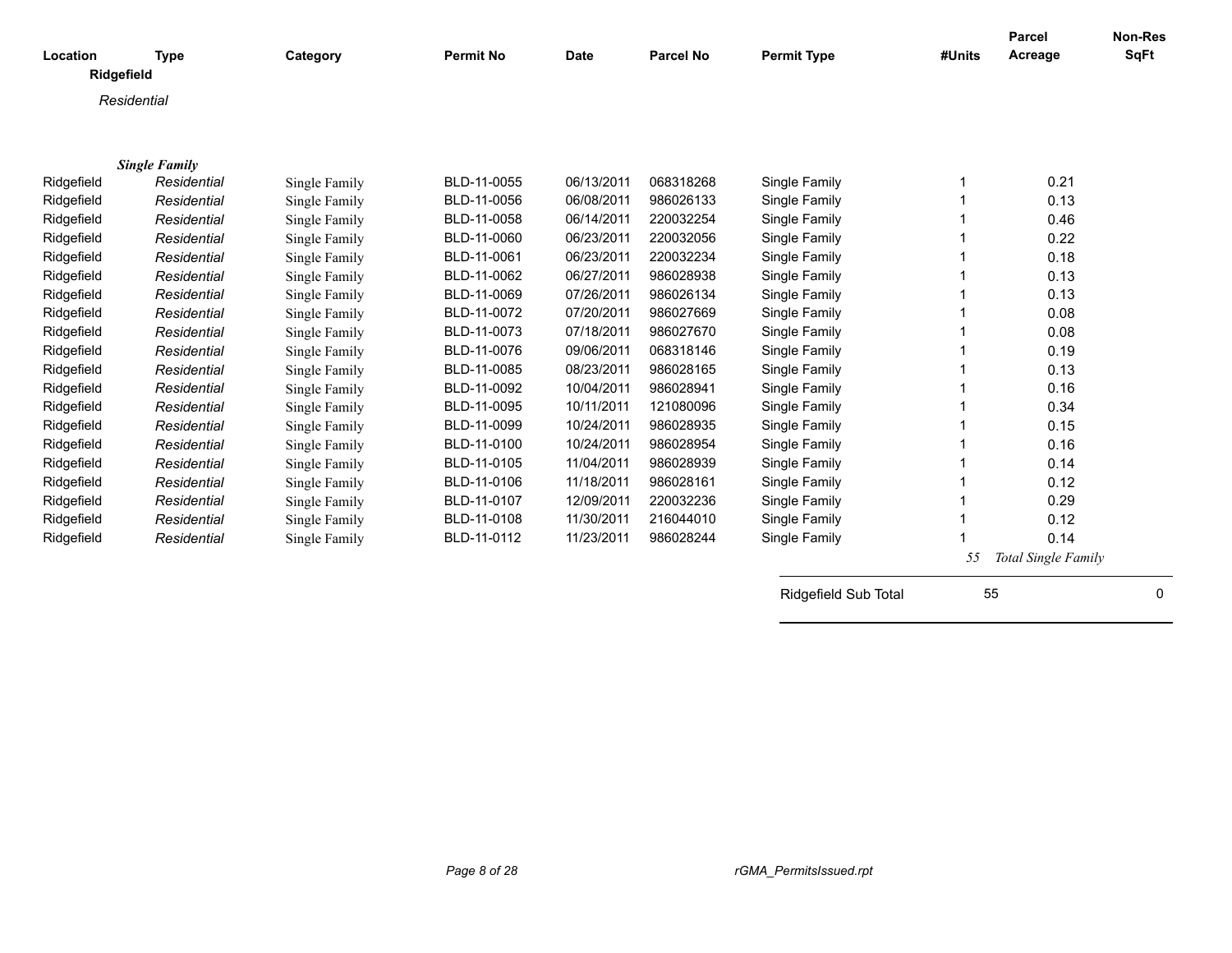| Location | Type | Category | Permit No | Date | Parcel No | Permit Type | #Units | Parcel Acreage | Non-Res SqFt |
| --- | --- | --- | --- | --- | --- | --- | --- | --- | --- |
| **Ridgefield** | | | | | | | | | |
| *Residential* | | | | | | | | | |
| ***Single Family*** | | | | | | | | | |
| Ridgefield | *Residential* | Single Family | BLD-11-0055 | 06/13/2011 | 068318268 | Single Family | 1 | 0.21 | |
| Ridgefield | *Residential* | Single Family | BLD-11-0056 | 06/08/2011 | 986026133 | Single Family | 1 | 0.13 | |
| Ridgefield | *Residential* | Single Family | BLD-11-0058 | 06/14/2011 | 220032254 | Single Family | 1 | 0.46 | |
| Ridgefield | *Residential* | Single Family | BLD-11-0060 | 06/23/2011 | 220032056 | Single Family | 1 | 0.22 | |
| Ridgefield | *Residential* | Single Family | BLD-11-0061 | 06/23/2011 | 220032234 | Single Family | 1 | 0.18 | |
| Ridgefield | *Residential* | Single Family | BLD-11-0062 | 06/27/2011 | 986028938 | Single Family | 1 | 0.13 | |
| Ridgefield | *Residential* | Single Family | BLD-11-0069 | 07/26/2011 | 986026134 | Single Family | 1 | 0.13 | |
| Ridgefield | *Residential* | Single Family | BLD-11-0072 | 07/20/2011 | 986027669 | Single Family | 1 | 0.08 | |
| Ridgefield | *Residential* | Single Family | BLD-11-0073 | 07/18/2011 | 986027670 | Single Family | 1 | 0.08 | |
| Ridgefield | *Residential* | Single Family | BLD-11-0076 | 09/06/2011 | 068318146 | Single Family | 1 | 0.19 | |
| Ridgefield | *Residential* | Single Family | BLD-11-0085 | 08/23/2011 | 986028165 | Single Family | 1 | 0.13 | |
| Ridgefield | *Residential* | Single Family | BLD-11-0092 | 10/04/2011 | 986028941 | Single Family | 1 | 0.16 | |
| Ridgefield | *Residential* | Single Family | BLD-11-0095 | 10/11/2011 | 121080096 | Single Family | 1 | 0.34 | |
| Ridgefield | *Residential* | Single Family | BLD-11-0099 | 10/24/2011 | 986028935 | Single Family | 1 | 0.15 | |
| Ridgefield | *Residential* | Single Family | BLD-11-0100 | 10/24/2011 | 986028954 | Single Family | 1 | 0.16 | |
| Ridgefield | *Residential* | Single Family | BLD-11-0105 | 11/04/2011 | 986028939 | Single Family | 1 | 0.14 | |
| Ridgefield | *Residential* | Single Family | BLD-11-0106 | 11/18/2011 | 986028161 | Single Family | 1 | 0.12 | |
| Ridgefield | *Residential* | Single Family | BLD-11-0107 | 12/09/2011 | 220032236 | Single Family | 1 | 0.29 | |
| Ridgefield | *Residential* | Single Family | BLD-11-0108 | 11/30/2011 | 216044010 | Single Family | 1 | 0.12 | |
| Ridgefield | *Residential* | Single Family | BLD-11-0112 | 11/23/2011 | 986028244 | Single Family | 1 | 0.14 | |
| | | | | | | | *55* | *Total Single Family* | |
| | | | | | | Ridgefield Sub Total | 55 | | 0 |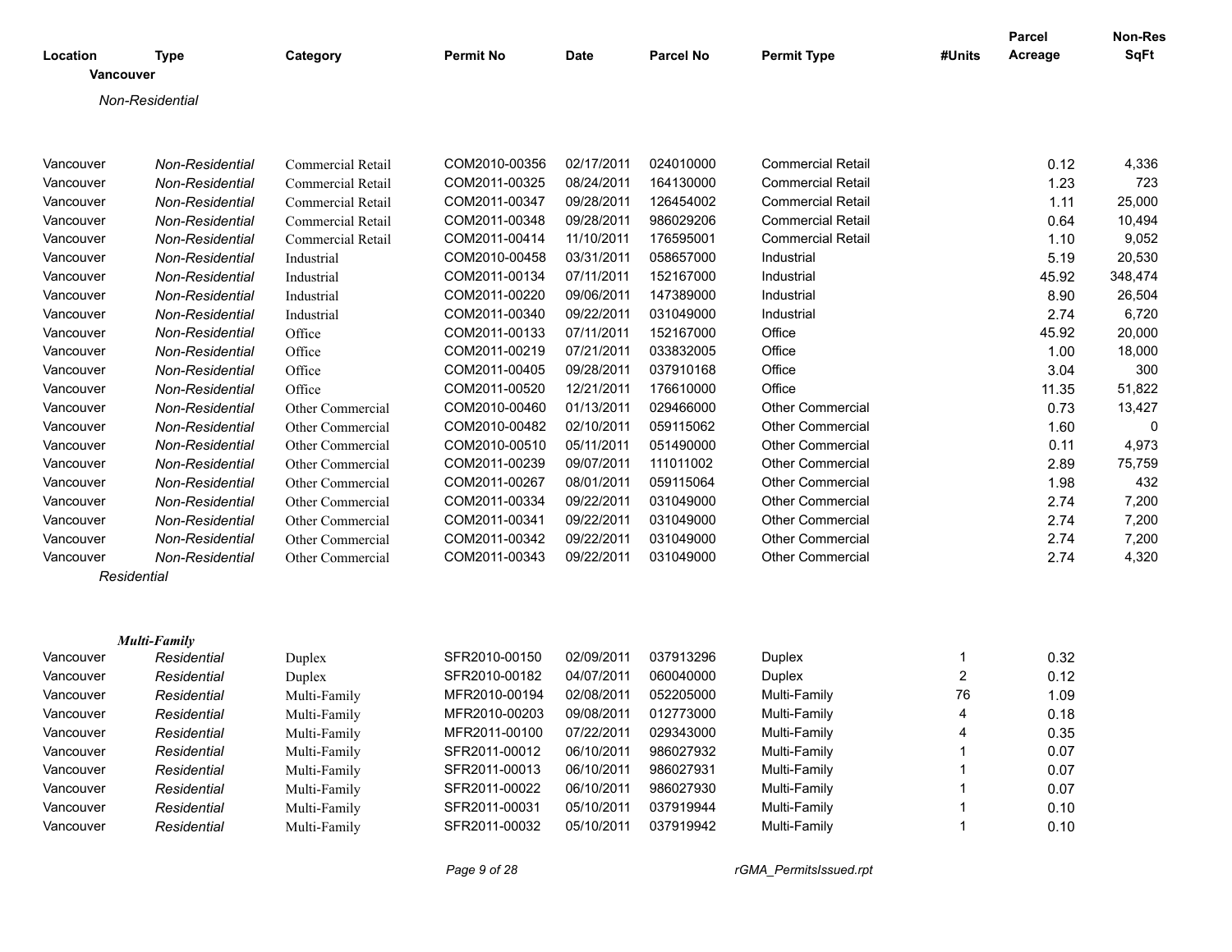| Location | Type | Category | Permit No | Date | Parcel No | Permit Type | #Units | Parcel Acreage | Non-Res SqFt |
|---|---|---|---|---|---|---|---|---|---|
| **Vancouver** | | | | | | | | | |
| *Non-Residential* | | | | | | | | | |
| Vancouver | *Non-Residential* | Commercial Retail | COM2010-00356 | 02/17/2011 | 024010000 | Commercial Retail | | 0.12 | 4,336 |
| Vancouver | *Non-Residential* | Commercial Retail | COM2011-00325 | 08/24/2011 | 164130000 | Commercial Retail | | 1.23 | 723 |
| Vancouver | *Non-Residential* | Commercial Retail | COM2011-00347 | 09/28/2011 | 126454002 | Commercial Retail | | 1.11 | 25,000 |
| Vancouver | *Non-Residential* | Commercial Retail | COM2011-00348 | 09/28/2011 | 986029206 | Commercial Retail | | 0.64 | 10,494 |
| Vancouver | *Non-Residential* | Commercial Retail | COM2011-00414 | 11/10/2011 | 176595001 | Commercial Retail | | 1.10 | 9,052 |
| Vancouver | *Non-Residential* | Industrial | COM2010-00458 | 03/31/2011 | 058657000 | Industrial | | 5.19 | 20,530 |
| Vancouver | *Non-Residential* | Industrial | COM2011-00134 | 07/11/2011 | 152167000 | Industrial | | 45.92 | 348,474 |
| Vancouver | *Non-Residential* | Industrial | COM2011-00220 | 09/06/2011 | 147389000 | Industrial | | 8.90 | 26,504 |
| Vancouver | *Non-Residential* | Industrial | COM2011-00340 | 09/22/2011 | 031049000 | Industrial | | 2.74 | 6,720 |
| Vancouver | *Non-Residential* | Office | COM2011-00133 | 07/11/2011 | 152167000 | Office | | 45.92 | 20,000 |
| Vancouver | *Non-Residential* | Office | COM2011-00219 | 07/21/2011 | 033832005 | Office | | 1.00 | 18,000 |
| Vancouver | *Non-Residential* | Office | COM2011-00405 | 09/28/2011 | 037910168 | Office | | 3.04 | 300 |
| Vancouver | *Non-Residential* | Office | COM2011-00520 | 12/21/2011 | 176610000 | Office | | 11.35 | 51,822 |
| Vancouver | *Non-Residential* | Other Commercial | COM2010-00460 | 01/13/2011 | 029466000 | Other Commercial | | 0.73 | 13,427 |
| Vancouver | *Non-Residential* | Other Commercial | COM2010-00482 | 02/10/2011 | 059115062 | Other Commercial | | 1.60 | 0 |
| Vancouver | *Non-Residential* | Other Commercial | COM2010-00510 | 05/11/2011 | 051490000 | Other Commercial | | 0.11 | 4,973 |
| Vancouver | *Non-Residential* | Other Commercial | COM2011-00239 | 09/07/2011 | 111011002 | Other Commercial | | 2.89 | 75,759 |
| Vancouver | *Non-Residential* | Other Commercial | COM2011-00267 | 08/01/2011 | 059115064 | Other Commercial | | 1.98 | 432 |
| Vancouver | *Non-Residential* | Other Commercial | COM2011-00334 | 09/22/2011 | 031049000 | Other Commercial | | 2.74 | 7,200 |
| Vancouver | *Non-Residential* | Other Commercial | COM2011-00341 | 09/22/2011 | 031049000 | Other Commercial | | 2.74 | 7,200 |
| Vancouver | *Non-Residential* | Other Commercial | COM2011-00342 | 09/22/2011 | 031049000 | Other Commercial | | 2.74 | 7,200 |
| Vancouver | *Non-Residential* | Other Commercial | COM2011-00343 | 09/22/2011 | 031049000 | Other Commercial | | 2.74 | 4,320 |
| *Residential* | | | | | | | | | |
| ***Multi-Family*** | | | | | | | | | |
| Vancouver | *Residential* | Duplex | SFR2010-00150 | 02/09/2011 | 037913296 | Duplex | 1 | 0.32 | |
| Vancouver | *Residential* | Duplex | SFR2010-00182 | 04/07/2011 | 060040000 | Duplex | 2 | 0.12 | |
| Vancouver | *Residential* | Multi-Family | MFR2010-00194 | 02/08/2011 | 052205000 | Multi-Family | 76 | 1.09 | |
| Vancouver | *Residential* | Multi-Family | MFR2010-00203 | 09/08/2011 | 012773000 | Multi-Family | 4 | 0.18 | |
| Vancouver | *Residential* | Multi-Family | MFR2011-00100 | 07/22/2011 | 029343000 | Multi-Family | 4 | 0.35 | |
| Vancouver | *Residential* | Multi-Family | SFR2011-00012 | 06/10/2011 | 986027932 | Multi-Family | 1 | 0.07 | |
| Vancouver | *Residential* | Multi-Family | SFR2011-00013 | 06/10/2011 | 986027931 | Multi-Family | 1 | 0.07 | |
| Vancouver | *Residential* | Multi-Family | SFR2011-00022 | 06/10/2011 | 986027930 | Multi-Family | 1 | 0.07 | |
| Vancouver | *Residential* | Multi-Family | SFR2011-00031 | 05/10/2011 | 037919944 | Multi-Family | 1 | 0.10 | |
| Vancouver | *Residential* | Multi-Family | SFR2011-00032 | 05/10/2011 | 037919942 | Multi-Family | 1 | 0.10 | |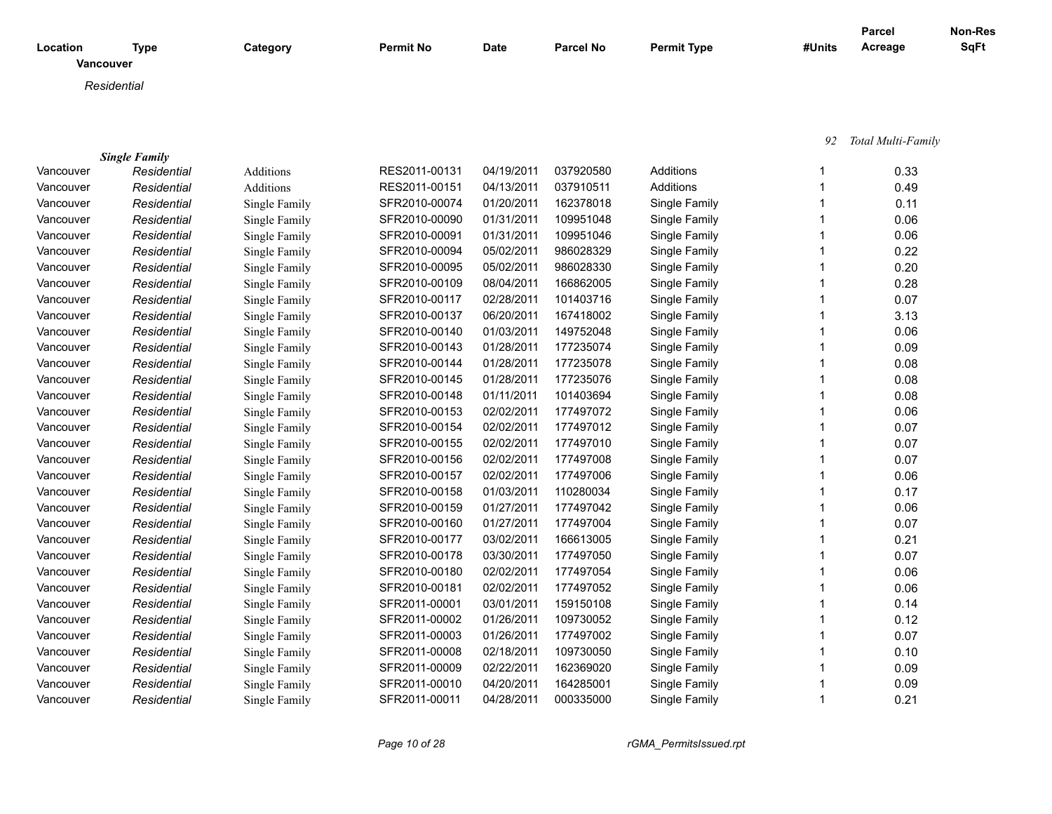| Location | Type | Category | Permit No | Date | Parcel No | Permit Type | #Units | Parcel Acreage | Non-Res SqFt |
|---|---|---|---|---|---|---|---|---|---|

**Vancouver**

*Residential*

92 *Total Multi-Family*

***Single Family***

| Location | Type | Category | Permit No | Date | Parcel No | Permit Type | #Units | Parcel Acreage | Non-Res SqFt |
|---|---|---|---|---|---|---|---|---|---|
| Vancouver | *Residential* | Additions | RES2011-00131 | 04/19/2011 | 037920580 | Additions | 1 | 0.33 | |
| Vancouver | *Residential* | Additions | RES2011-00151 | 04/13/2011 | 037910511 | Additions | 1 | 0.49 | |
| Vancouver | *Residential* | Single Family | SFR2010-00074 | 01/20/2011 | 162378018 | Single Family | 1 | 0.11 | |
| Vancouver | *Residential* | Single Family | SFR2010-00090 | 01/31/2011 | 109951048 | Single Family | 1 | 0.06 | |
| Vancouver | *Residential* | Single Family | SFR2010-00091 | 01/31/2011 | 109951046 | Single Family | 1 | 0.06 | |
| Vancouver | *Residential* | Single Family | SFR2010-00094 | 05/02/2011 | 986028329 | Single Family | 1 | 0.22 | |
| Vancouver | *Residential* | Single Family | SFR2010-00095 | 05/02/2011 | 986028330 | Single Family | 1 | 0.20 | |
| Vancouver | *Residential* | Single Family | SFR2010-00109 | 08/04/2011 | 166862005 | Single Family | 1 | 0.28 | |
| Vancouver | *Residential* | Single Family | SFR2010-00117 | 02/28/2011 | 101403716 | Single Family | 1 | 0.07 | |
| Vancouver | *Residential* | Single Family | SFR2010-00137 | 06/20/2011 | 167418002 | Single Family | 1 | 3.13 | |
| Vancouver | *Residential* | Single Family | SFR2010-00140 | 01/03/2011 | 149752048 | Single Family | 1 | 0.06 | |
| Vancouver | *Residential* | Single Family | SFR2010-00143 | 01/28/2011 | 177235074 | Single Family | 1 | 0.09 | |
| Vancouver | *Residential* | Single Family | SFR2010-00144 | 01/28/2011 | 177235078 | Single Family | 1 | 0.08 | |
| Vancouver | *Residential* | Single Family | SFR2010-00145 | 01/28/2011 | 177235076 | Single Family | 1 | 0.08 | |
| Vancouver | *Residential* | Single Family | SFR2010-00148 | 01/11/2011 | 101403694 | Single Family | 1 | 0.08 | |
| Vancouver | *Residential* | Single Family | SFR2010-00153 | 02/02/2011 | 177497072 | Single Family | 1 | 0.06 | |
| Vancouver | *Residential* | Single Family | SFR2010-00154 | 02/02/2011 | 177497012 | Single Family | 1 | 0.07 | |
| Vancouver | *Residential* | Single Family | SFR2010-00155 | 02/02/2011 | 177497010 | Single Family | 1 | 0.07 | |
| Vancouver | *Residential* | Single Family | SFR2010-00156 | 02/02/2011 | 177497008 | Single Family | 1 | 0.07 | |
| Vancouver | *Residential* | Single Family | SFR2010-00157 | 02/02/2011 | 177497006 | Single Family | 1 | 0.06 | |
| Vancouver | *Residential* | Single Family | SFR2010-00158 | 01/03/2011 | 110280034 | Single Family | 1 | 0.17 | |
| Vancouver | *Residential* | Single Family | SFR2010-00159 | 01/27/2011 | 177497042 | Single Family | 1 | 0.06 | |
| Vancouver | *Residential* | Single Family | SFR2010-00160 | 01/27/2011 | 177497004 | Single Family | 1 | 0.07 | |
| Vancouver | *Residential* | Single Family | SFR2010-00177 | 03/02/2011 | 166613005 | Single Family | 1 | 0.21 | |
| Vancouver | *Residential* | Single Family | SFR2010-00178 | 03/30/2011 | 177497050 | Single Family | 1 | 0.07 | |
| Vancouver | *Residential* | Single Family | SFR2010-00180 | 02/02/2011 | 177497054 | Single Family | 1 | 0.06 | |
| Vancouver | *Residential* | Single Family | SFR2010-00181 | 02/02/2011 | 177497052 | Single Family | 1 | 0.06 | |
| Vancouver | *Residential* | Single Family | SFR2011-00001 | 03/01/2011 | 159150108 | Single Family | 1 | 0.14 | |
| Vancouver | *Residential* | Single Family | SFR2011-00002 | 01/26/2011 | 109730052 | Single Family | 1 | 0.12 | |
| Vancouver | *Residential* | Single Family | SFR2011-00003 | 01/26/2011 | 177497002 | Single Family | 1 | 0.07 | |
| Vancouver | *Residential* | Single Family | SFR2011-00008 | 02/18/2011 | 109730050 | Single Family | 1 | 0.10 | |
| Vancouver | *Residential* | Single Family | SFR2011-00009 | 02/22/2011 | 162369020 | Single Family | 1 | 0.09 | |
| Vancouver | *Residential* | Single Family | SFR2011-00010 | 04/20/2011 | 164285001 | Single Family | 1 | 0.09 | |
| Vancouver | *Residential* | Single Family | SFR2011-00011 | 04/28/2011 | 000335000 | Single Family | 1 | 0.21 | |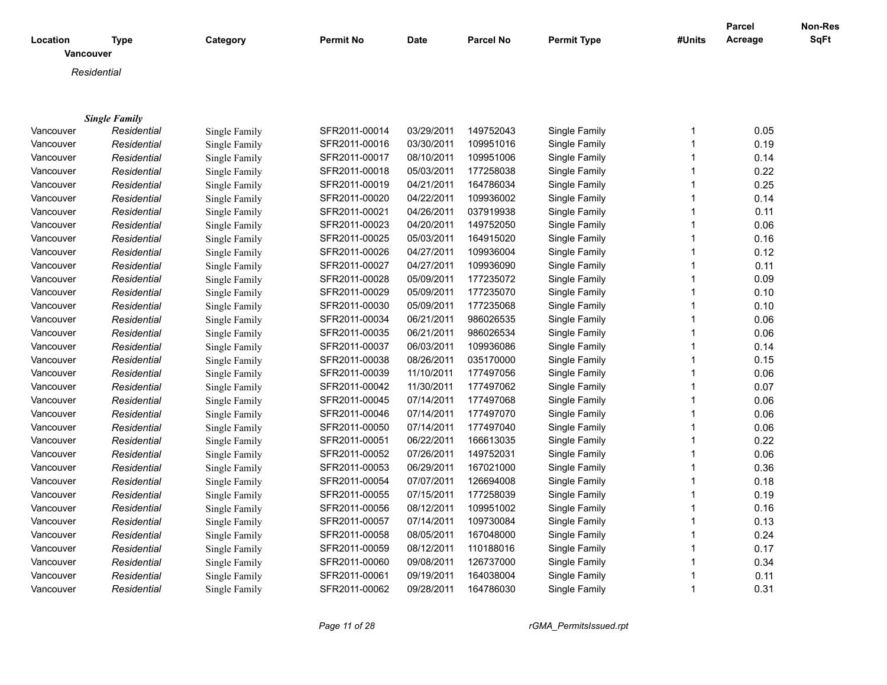| Location | Type | Category | Permit No | Date | Parcel No | Permit Type | #Units | Parcel Acreage | Non-Res SqFt |
|---|---|---|---|---|---|---|---|---|---|
| **Vancouver** | | | | | | | | | |
| *Residential* | | | | | | | | | |
| ***Single Family*** | | | | | | | | | |
| Vancouver | *Residential* | Single Family | SFR2011-00014 | 03/29/2011 | 149752043 | Single Family | 1 | 0.05 | |
| Vancouver | *Residential* | Single Family | SFR2011-00016 | 03/30/2011 | 109951016 | Single Family | 1 | 0.19 | |
| Vancouver | *Residential* | Single Family | SFR2011-00017 | 08/10/2011 | 109951006 | Single Family | 1 | 0.14 | |
| Vancouver | *Residential* | Single Family | SFR2011-00018 | 05/03/2011 | 177258038 | Single Family | 1 | 0.22 | |
| Vancouver | *Residential* | Single Family | SFR2011-00019 | 04/21/2011 | 164786034 | Single Family | 1 | 0.25 | |
| Vancouver | *Residential* | Single Family | SFR2011-00020 | 04/22/2011 | 109936002 | Single Family | 1 | 0.14 | |
| Vancouver | *Residential* | Single Family | SFR2011-00021 | 04/26/2011 | 037919938 | Single Family | 1 | 0.11 | |
| Vancouver | *Residential* | Single Family | SFR2011-00023 | 04/20/2011 | 149752050 | Single Family | 1 | 0.06 | |
| Vancouver | *Residential* | Single Family | SFR2011-00025 | 05/03/2011 | 164915020 | Single Family | 1 | 0.16 | |
| Vancouver | *Residential* | Single Family | SFR2011-00026 | 04/27/2011 | 109936004 | Single Family | 1 | 0.12 | |
| Vancouver | *Residential* | Single Family | SFR2011-00027 | 04/27/2011 | 109936090 | Single Family | 1 | 0.11 | |
| Vancouver | *Residential* | Single Family | SFR2011-00028 | 05/09/2011 | 177235072 | Single Family | 1 | 0.09 | |
| Vancouver | *Residential* | Single Family | SFR2011-00029 | 05/09/2011 | 177235070 | Single Family | 1 | 0.10 | |
| Vancouver | *Residential* | Single Family | SFR2011-00030 | 05/09/2011 | 177235068 | Single Family | 1 | 0.10 | |
| Vancouver | *Residential* | Single Family | SFR2011-00034 | 06/21/2011 | 986026535 | Single Family | 1 | 0.06 | |
| Vancouver | *Residential* | Single Family | SFR2011-00035 | 06/21/2011 | 986026534 | Single Family | 1 | 0.06 | |
| Vancouver | *Residential* | Single Family | SFR2011-00037 | 06/03/2011 | 109936086 | Single Family | 1 | 0.14 | |
| Vancouver | *Residential* | Single Family | SFR2011-00038 | 08/26/2011 | 035170000 | Single Family | 1 | 0.15 | |
| Vancouver | *Residential* | Single Family | SFR2011-00039 | 11/10/2011 | 177497056 | Single Family | 1 | 0.06 | |
| Vancouver | *Residential* | Single Family | SFR2011-00042 | 11/30/2011 | 177497062 | Single Family | 1 | 0.07 | |
| Vancouver | *Residential* | Single Family | SFR2011-00045 | 07/14/2011 | 177497068 | Single Family | 1 | 0.06 | |
| Vancouver | *Residential* | Single Family | SFR2011-00046 | 07/14/2011 | 177497070 | Single Family | 1 | 0.06 | |
| Vancouver | *Residential* | Single Family | SFR2011-00050 | 07/14/2011 | 177497040 | Single Family | 1 | 0.06 | |
| Vancouver | *Residential* | Single Family | SFR2011-00051 | 06/22/2011 | 166613035 | Single Family | 1 | 0.22 | |
| Vancouver | *Residential* | Single Family | SFR2011-00052 | 07/26/2011 | 149752031 | Single Family | 1 | 0.06 | |
| Vancouver | *Residential* | Single Family | SFR2011-00053 | 06/29/2011 | 167021000 | Single Family | 1 | 0.36 | |
| Vancouver | *Residential* | Single Family | SFR2011-00054 | 07/07/2011 | 126694008 | Single Family | 1 | 0.18 | |
| Vancouver | *Residential* | Single Family | SFR2011-00055 | 07/15/2011 | 177258039 | Single Family | 1 | 0.19 | |
| Vancouver | *Residential* | Single Family | SFR2011-00056 | 08/12/2011 | 109951002 | Single Family | 1 | 0.16 | |
| Vancouver | *Residential* | Single Family | SFR2011-00057 | 07/14/2011 | 109730084 | Single Family | 1 | 0.13 | |
| Vancouver | *Residential* | Single Family | SFR2011-00058 | 08/05/2011 | 167048000 | Single Family | 1 | 0.24 | |
| Vancouver | *Residential* | Single Family | SFR2011-00059 | 08/12/2011 | 110188016 | Single Family | 1 | 0.17 | |
| Vancouver | *Residential* | Single Family | SFR2011-00060 | 09/08/2011 | 126737000 | Single Family | 1 | 0.34 | |
| Vancouver | *Residential* | Single Family | SFR2011-00061 | 09/19/2011 | 164038004 | Single Family | 1 | 0.11 | |
| Vancouver | *Residential* | Single Family | SFR2011-00062 | 09/28/2011 | 164786030 | Single Family | 1 | 0.31 | |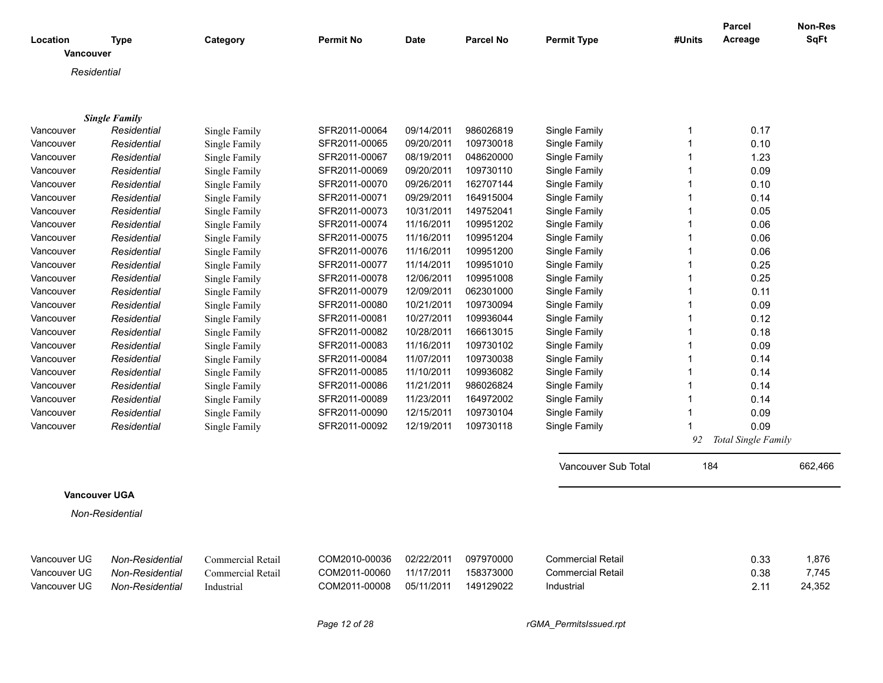| Location | Type | Category | Permit No | Date | Parcel No | Permit Type | #Units | Parcel Acreage | Non-Res SqFt |
|---|---|---|---|---|---|---|---|---|---|
| **Vancouver** | | | | | | | | | |
| *Residential* | | | | | | | | | |
| | ***Single Family*** | | | | | | | | |
| Vancouver | *Residential* | Single Family | SFR2011-00064 | 09/14/2011 | 986026819 | Single Family | 1 | 0.17 | |
| Vancouver | *Residential* | Single Family | SFR2011-00065 | 09/20/2011 | 109730018 | Single Family | 1 | 0.10 | |
| Vancouver | *Residential* | Single Family | SFR2011-00067 | 08/19/2011 | 048620000 | Single Family | 1 | 1.23 | |
| Vancouver | *Residential* | Single Family | SFR2011-00069 | 09/20/2011 | 109730110 | Single Family | 1 | 0.09 | |
| Vancouver | *Residential* | Single Family | SFR2011-00070 | 09/26/2011 | 162707144 | Single Family | 1 | 0.10 | |
| Vancouver | *Residential* | Single Family | SFR2011-00071 | 09/29/2011 | 164915004 | Single Family | 1 | 0.14 | |
| Vancouver | *Residential* | Single Family | SFR2011-00073 | 10/31/2011 | 149752041 | Single Family | 1 | 0.05 | |
| Vancouver | *Residential* | Single Family | SFR2011-00074 | 11/16/2011 | 109951202 | Single Family | 1 | 0.06 | |
| Vancouver | *Residential* | Single Family | SFR2011-00075 | 11/16/2011 | 109951204 | Single Family | 1 | 0.06 | |
| Vancouver | *Residential* | Single Family | SFR2011-00076 | 11/16/2011 | 109951200 | Single Family | 1 | 0.06 | |
| Vancouver | *Residential* | Single Family | SFR2011-00077 | 11/14/2011 | 109951010 | Single Family | 1 | 0.25 | |
| Vancouver | *Residential* | Single Family | SFR2011-00078 | 12/06/2011 | 109951008 | Single Family | 1 | 0.25 | |
| Vancouver | *Residential* | Single Family | SFR2011-00079 | 12/09/2011 | 062301000 | Single Family | 1 | 0.11 | |
| Vancouver | *Residential* | Single Family | SFR2011-00080 | 10/21/2011 | 109730094 | Single Family | 1 | 0.09 | |
| Vancouver | *Residential* | Single Family | SFR2011-00081 | 10/27/2011 | 109936044 | Single Family | 1 | 0.12 | |
| Vancouver | *Residential* | Single Family | SFR2011-00082 | 10/28/2011 | 166613015 | Single Family | 1 | 0.18 | |
| Vancouver | *Residential* | Single Family | SFR2011-00083 | 11/16/2011 | 109730102 | Single Family | 1 | 0.09 | |
| Vancouver | *Residential* | Single Family | SFR2011-00084 | 11/07/2011 | 109730038 | Single Family | 1 | 0.14 | |
| Vancouver | *Residential* | Single Family | SFR2011-00085 | 11/10/2011 | 109936082 | Single Family | 1 | 0.14 | |
| Vancouver | *Residential* | Single Family | SFR2011-00086 | 11/21/2011 | 986026824 | Single Family | 1 | 0.14 | |
| Vancouver | *Residential* | Single Family | SFR2011-00089 | 11/23/2011 | 164972002 | Single Family | 1 | 0.14 | |
| Vancouver | *Residential* | Single Family | SFR2011-00090 | 12/15/2011 | 109730104 | Single Family | 1 | 0.09 | |
| Vancouver | *Residential* | Single Family | SFR2011-00092 | 12/19/2011 | 109730118 | Single Family | 1 | 0.09 | |
| | | | | | | | *92* | *Total Single Family* | |
| | | | | | | Vancouver Sub Total | 184 | | 662,466 |
| **Vancouver UGA** | | | | | | | | | |
| *Non-Residential* | | | | | | | | | |
| Vancouver UG | *Non-Residential* | Commercial Retail | COM2010-00036 | 02/22/2011 | 097970000 | Commercial Retail | | 0.33 | 1,876 |
| Vancouver UG | *Non-Residential* | Commercial Retail | COM2011-00060 | 11/17/2011 | 158373000 | Commercial Retail | | 0.38 | 7,745 |
| Vancouver UG | *Non-Residential* | Industrial | COM2011-00008 | 05/11/2011 | 149129022 | Industrial | | 2.11 | 24,352 |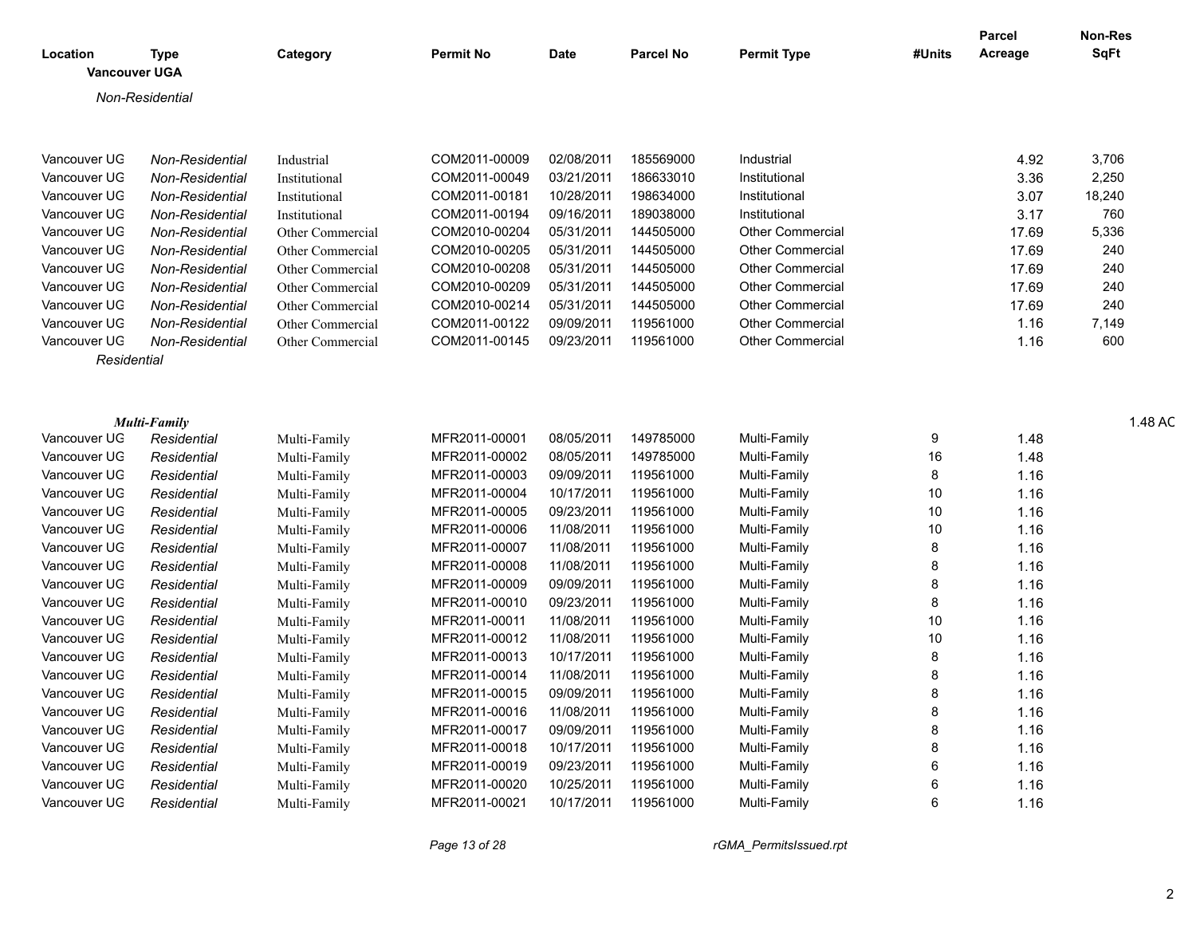| Location | Type | Category | Permit No | Date | Parcel No | Permit Type | #Units | Parcel Acreage | Non-Res SqFt |
|---|---|---|---|---|---|---|---|---|---|
| **Vancouver UGA** | | | | | | | | | |
| *Non-Residential* | | | | | | | | | |
| Vancouver UG | *Non-Residential* | Industrial | COM2011-00009 | 02/08/2011 | 185569000 | Industrial | | 4.92 | 3,706 |
| Vancouver UG | *Non-Residential* | Institutional | COM2011-00049 | 03/21/2011 | 186633010 | Institutional | | 3.36 | 2,250 |
| Vancouver UG | *Non-Residential* | Institutional | COM2011-00181 | 10/28/2011 | 198634000 | Institutional | | 3.07 | 18,240 |
| Vancouver UG | *Non-Residential* | Institutional | COM2011-00194 | 09/16/2011 | 189038000 | Institutional | | 3.17 | 760 |
| Vancouver UG | *Non-Residential* | Other Commercial | COM2010-00204 | 05/31/2011 | 144505000 | Other Commercial | | 17.69 | 5,336 |
| Vancouver UG | *Non-Residential* | Other Commercial | COM2010-00205 | 05/31/2011 | 144505000 | Other Commercial | | 17.69 | 240 |
| Vancouver UG | *Non-Residential* | Other Commercial | COM2010-00208 | 05/31/2011 | 144505000 | Other Commercial | | 17.69 | 240 |
| Vancouver UG | *Non-Residential* | Other Commercial | COM2010-00209 | 05/31/2011 | 144505000 | Other Commercial | | 17.69 | 240 |
| Vancouver UG | *Non-Residential* | Other Commercial | COM2010-00214 | 05/31/2011 | 144505000 | Other Commercial | | 17.69 | 240 |
| Vancouver UG | *Non-Residential* | Other Commercial | COM2011-00122 | 09/09/2011 | 119561000 | Other Commercial | | 1.16 | 7,149 |
| Vancouver UG | *Non-Residential* | Other Commercial | COM2011-00145 | 09/23/2011 | 119561000 | Other Commercial | | 1.16 | 600 |
| *Residential* | | | | | | | | | |
| ***Multi-Family*** | | | | | | | | | 1.48 AC |
| Vancouver UG | *Residential* | Multi-Family | MFR2011-00001 | 08/05/2011 | 149785000 | Multi-Family | 9 | 1.48 | |
| Vancouver UG | *Residential* | Multi-Family | MFR2011-00002 | 08/05/2011 | 149785000 | Multi-Family | 16 | 1.48 | |
| Vancouver UG | *Residential* | Multi-Family | MFR2011-00003 | 09/09/2011 | 119561000 | Multi-Family | 8 | 1.16 | |
| Vancouver UG | *Residential* | Multi-Family | MFR2011-00004 | 10/17/2011 | 119561000 | Multi-Family | 10 | 1.16 | |
| Vancouver UG | *Residential* | Multi-Family | MFR2011-00005 | 09/23/2011 | 119561000 | Multi-Family | 10 | 1.16 | |
| Vancouver UG | *Residential* | Multi-Family | MFR2011-00006 | 11/08/2011 | 119561000 | Multi-Family | 10 | 1.16 | |
| Vancouver UG | *Residential* | Multi-Family | MFR2011-00007 | 11/08/2011 | 119561000 | Multi-Family | 8 | 1.16 | |
| Vancouver UG | *Residential* | Multi-Family | MFR2011-00008 | 11/08/2011 | 119561000 | Multi-Family | 8 | 1.16 | |
| Vancouver UG | *Residential* | Multi-Family | MFR2011-00009 | 09/09/2011 | 119561000 | Multi-Family | 8 | 1.16 | |
| Vancouver UG | *Residential* | Multi-Family | MFR2011-00010 | 09/23/2011 | 119561000 | Multi-Family | 8 | 1.16 | |
| Vancouver UG | *Residential* | Multi-Family | MFR2011-00011 | 11/08/2011 | 119561000 | Multi-Family | 10 | 1.16 | |
| Vancouver UG | *Residential* | Multi-Family | MFR2011-00012 | 11/08/2011 | 119561000 | Multi-Family | 10 | 1.16 | |
| Vancouver UG | *Residential* | Multi-Family | MFR2011-00013 | 10/17/2011 | 119561000 | Multi-Family | 8 | 1.16 | |
| Vancouver UG | *Residential* | Multi-Family | MFR2011-00014 | 11/08/2011 | 119561000 | Multi-Family | 8 | 1.16 | |
| Vancouver UG | *Residential* | Multi-Family | MFR2011-00015 | 09/09/2011 | 119561000 | Multi-Family | 8 | 1.16 | |
| Vancouver UG | *Residential* | Multi-Family | MFR2011-00016 | 11/08/2011 | 119561000 | Multi-Family | 8 | 1.16 | |
| Vancouver UG | *Residential* | Multi-Family | MFR2011-00017 | 09/09/2011 | 119561000 | Multi-Family | 8 | 1.16 | |
| Vancouver UG | *Residential* | Multi-Family | MFR2011-00018 | 10/17/2011 | 119561000 | Multi-Family | 8 | 1.16 | |
| Vancouver UG | *Residential* | Multi-Family | MFR2011-00019 | 09/23/2011 | 119561000 | Multi-Family | 6 | 1.16 | |
| Vancouver UG | *Residential* | Multi-Family | MFR2011-00020 | 10/25/2011 | 119561000 | Multi-Family | 6 | 1.16 | |
| Vancouver UG | *Residential* | Multi-Family | MFR2011-00021 | 10/17/2011 | 119561000 | Multi-Family | 6 | 1.16 | |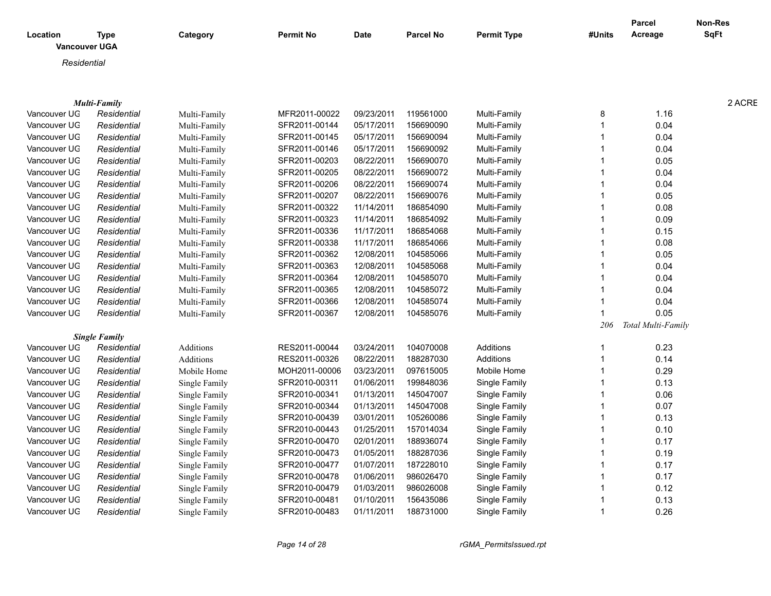| Location | Type | Category | Permit No | Date | Parcel No | Permit Type | #Units | Parcel Acreage | Non-Res SqFt |
|---|---|---|---|---|---|---|---|---|---|
| **Vancouver UGA** | | | | | | | | | |
| *Residential* | | | | | | | | | |
| ***Multi-Family*** | | | | | | | | | 2 ACRE |
| Vancouver UG | *Residential* | Multi-Family | MFR2011-00022 | 09/23/2011 | 119561000 | Multi-Family | 8 | 1.16 | |
| Vancouver UG | *Residential* | Multi-Family | SFR2011-00144 | 05/17/2011 | 156690090 | Multi-Family | 1 | 0.04 | |
| Vancouver UG | *Residential* | Multi-Family | SFR2011-00145 | 05/17/2011 | 156690094 | Multi-Family | 1 | 0.04 | |
| Vancouver UG | *Residential* | Multi-Family | SFR2011-00146 | 05/17/2011 | 156690092 | Multi-Family | 1 | 0.04 | |
| Vancouver UG | *Residential* | Multi-Family | SFR2011-00203 | 08/22/2011 | 156690070 | Multi-Family | 1 | 0.05 | |
| Vancouver UG | *Residential* | Multi-Family | SFR2011-00205 | 08/22/2011 | 156690072 | Multi-Family | 1 | 0.04 | |
| Vancouver UG | *Residential* | Multi-Family | SFR2011-00206 | 08/22/2011 | 156690074 | Multi-Family | 1 | 0.04 | |
| Vancouver UG | *Residential* | Multi-Family | SFR2011-00207 | 08/22/2011 | 156690076 | Multi-Family | 1 | 0.05 | |
| Vancouver UG | *Residential* | Multi-Family | SFR2011-00322 | 11/14/2011 | 186854090 | Multi-Family | 1 | 0.08 | |
| Vancouver UG | *Residential* | Multi-Family | SFR2011-00323 | 11/14/2011 | 186854092 | Multi-Family | 1 | 0.09 | |
| Vancouver UG | *Residential* | Multi-Family | SFR2011-00336 | 11/17/2011 | 186854068 | Multi-Family | 1 | 0.15 | |
| Vancouver UG | *Residential* | Multi-Family | SFR2011-00338 | 11/17/2011 | 186854066 | Multi-Family | 1 | 0.08 | |
| Vancouver UG | *Residential* | Multi-Family | SFR2011-00362 | 12/08/2011 | 104585066 | Multi-Family | 1 | 0.05 | |
| Vancouver UG | *Residential* | Multi-Family | SFR2011-00363 | 12/08/2011 | 104585068 | Multi-Family | 1 | 0.04 | |
| Vancouver UG | *Residential* | Multi-Family | SFR2011-00364 | 12/08/2011 | 104585070 | Multi-Family | 1 | 0.04 | |
| Vancouver UG | *Residential* | Multi-Family | SFR2011-00365 | 12/08/2011 | 104585072 | Multi-Family | 1 | 0.04 | |
| Vancouver UG | *Residential* | Multi-Family | SFR2011-00366 | 12/08/2011 | 104585074 | Multi-Family | 1 | 0.04 | |
| Vancouver UG | *Residential* | Multi-Family | SFR2011-00367 | 12/08/2011 | 104585076 | Multi-Family | 1 | 0.05 | |
| | | | | | | | *206* | *Total Multi-Family* | |
| ***Single Family*** | | | | | | | | | |
| Vancouver UG | *Residential* | Additions | RES2011-00044 | 03/24/2011 | 104070008 | Additions | 1 | 0.23 | |
| Vancouver UG | *Residential* | Additions | RES2011-00326 | 08/22/2011 | 188287030 | Additions | 1 | 0.14 | |
| Vancouver UG | *Residential* | Mobile Home | MOH2011-00006 | 03/23/2011 | 097615005 | Mobile Home | 1 | 0.29 | |
| Vancouver UG | *Residential* | Single Family | SFR2010-00311 | 01/06/2011 | 199848036 | Single Family | 1 | 0.13 | |
| Vancouver UG | *Residential* | Single Family | SFR2010-00341 | 01/13/2011 | 145047007 | Single Family | 1 | 0.06 | |
| Vancouver UG | *Residential* | Single Family | SFR2010-00344 | 01/13/2011 | 145047008 | Single Family | 1 | 0.07 | |
| Vancouver UG | *Residential* | Single Family | SFR2010-00439 | 03/01/2011 | 105260086 | Single Family | 1 | 0.13 | |
| Vancouver UG | *Residential* | Single Family | SFR2010-00443 | 01/25/2011 | 157014034 | Single Family | 1 | 0.10 | |
| Vancouver UG | *Residential* | Single Family | SFR2010-00470 | 02/01/2011 | 188936074 | Single Family | 1 | 0.17 | |
| Vancouver UG | *Residential* | Single Family | SFR2010-00473 | 01/05/2011 | 188287036 | Single Family | 1 | 0.19 | |
| Vancouver UG | *Residential* | Single Family | SFR2010-00477 | 01/07/2011 | 187228010 | Single Family | 1 | 0.17 | |
| Vancouver UG | *Residential* | Single Family | SFR2010-00478 | 01/06/2011 | 986026470 | Single Family | 1 | 0.17 | |
| Vancouver UG | *Residential* | Single Family | SFR2010-00479 | 01/03/2011 | 986026008 | Single Family | 1 | 0.12 | |
| Vancouver UG | *Residential* | Single Family | SFR2010-00481 | 01/10/2011 | 156435086 | Single Family | 1 | 0.13 | |
| Vancouver UG | *Residential* | Single Family | SFR2010-00483 | 01/11/2011 | 188731000 | Single Family | 1 | 0.26 | |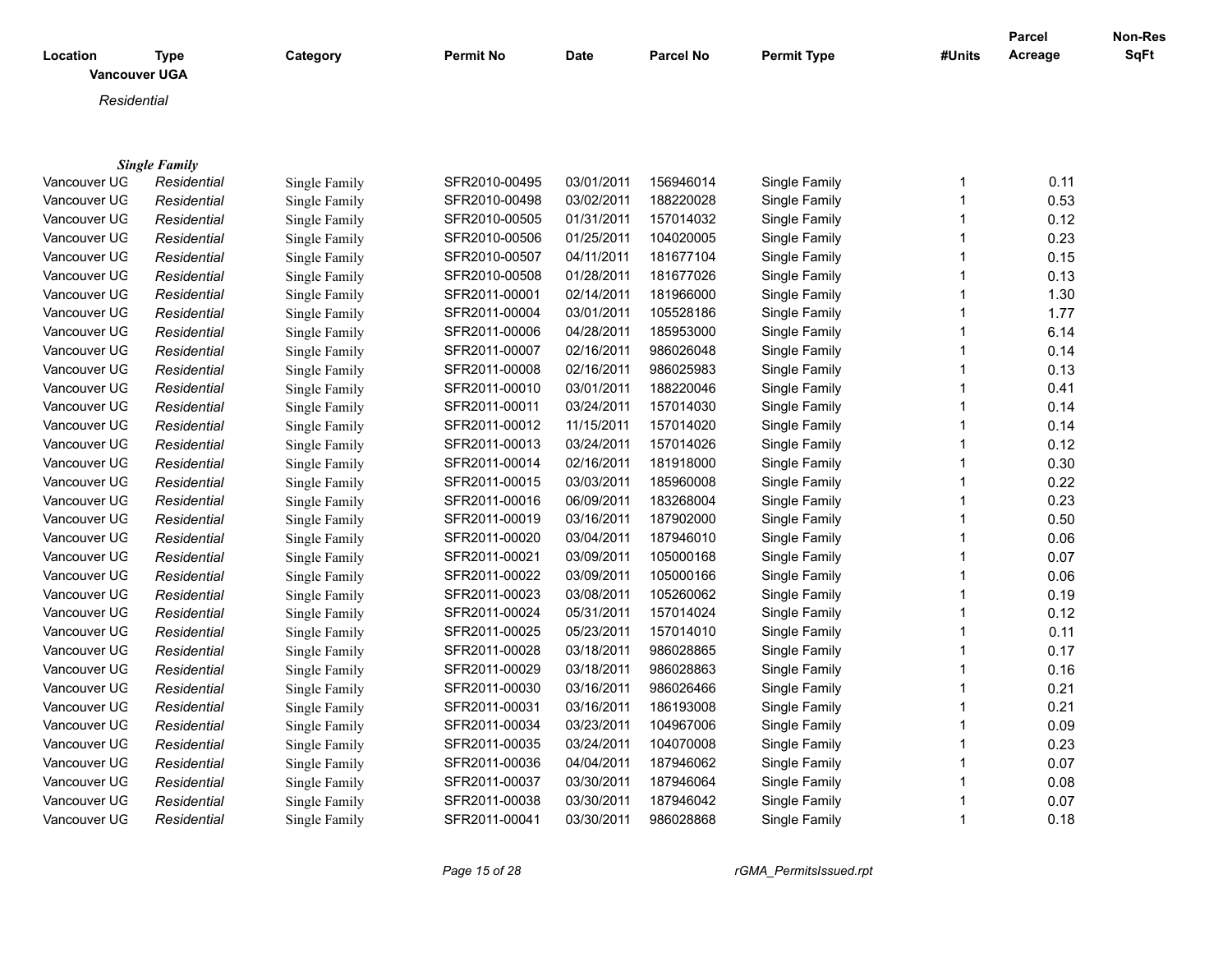**Vancouver UGA**

*Residential*

***Single Family***

| Location | Type | Category | Permit No | Date | Parcel No | Permit Type | #Units | Parcel Acreage | Non-Res SqFt |
|---|---|---|---|---|---|---|---|---|---|
| Vancouver UG | *Residential* | Single Family | SFR2010-00495 | 03/01/2011 | 156946014 | Single Family | 1 | 0.11 | |
| Vancouver UG | *Residential* | Single Family | SFR2010-00498 | 03/02/2011 | 188220028 | Single Family | 1 | 0.53 | |
| Vancouver UG | *Residential* | Single Family | SFR2010-00505 | 01/31/2011 | 157014032 | Single Family | 1 | 0.12 | |
| Vancouver UG | *Residential* | Single Family | SFR2010-00506 | 01/25/2011 | 104020005 | Single Family | 1 | 0.23 | |
| Vancouver UG | *Residential* | Single Family | SFR2010-00507 | 04/11/2011 | 181677104 | Single Family | 1 | 0.15 | |
| Vancouver UG | *Residential* | Single Family | SFR2010-00508 | 01/28/2011 | 181677026 | Single Family | 1 | 0.13 | |
| Vancouver UG | *Residential* | Single Family | SFR2011-00001 | 02/14/2011 | 181966000 | Single Family | 1 | 1.30 | |
| Vancouver UG | *Residential* | Single Family | SFR2011-00004 | 03/01/2011 | 105528186 | Single Family | 1 | 1.77 | |
| Vancouver UG | *Residential* | Single Family | SFR2011-00006 | 04/28/2011 | 185953000 | Single Family | 1 | 6.14 | |
| Vancouver UG | *Residential* | Single Family | SFR2011-00007 | 02/16/2011 | 986026048 | Single Family | 1 | 0.14 | |
| Vancouver UG | *Residential* | Single Family | SFR2011-00008 | 02/16/2011 | 986025983 | Single Family | 1 | 0.13 | |
| Vancouver UG | *Residential* | Single Family | SFR2011-00010 | 03/01/2011 | 188220046 | Single Family | 1 | 0.41 | |
| Vancouver UG | *Residential* | Single Family | SFR2011-00011 | 03/24/2011 | 157014030 | Single Family | 1 | 0.14 | |
| Vancouver UG | *Residential* | Single Family | SFR2011-00012 | 11/15/2011 | 157014020 | Single Family | 1 | 0.14 | |
| Vancouver UG | *Residential* | Single Family | SFR2011-00013 | 03/24/2011 | 157014026 | Single Family | 1 | 0.12 | |
| Vancouver UG | *Residential* | Single Family | SFR2011-00014 | 02/16/2011 | 181918000 | Single Family | 1 | 0.30 | |
| Vancouver UG | *Residential* | Single Family | SFR2011-00015 | 03/03/2011 | 185960008 | Single Family | 1 | 0.22 | |
| Vancouver UG | *Residential* | Single Family | SFR2011-00016 | 06/09/2011 | 183268004 | Single Family | 1 | 0.23 | |
| Vancouver UG | *Residential* | Single Family | SFR2011-00019 | 03/16/2011 | 187902000 | Single Family | 1 | 0.50 | |
| Vancouver UG | *Residential* | Single Family | SFR2011-00020 | 03/04/2011 | 187946010 | Single Family | 1 | 0.06 | |
| Vancouver UG | *Residential* | Single Family | SFR2011-00021 | 03/09/2011 | 105000168 | Single Family | 1 | 0.07 | |
| Vancouver UG | *Residential* | Single Family | SFR2011-00022 | 03/09/2011 | 105000166 | Single Family | 1 | 0.06 | |
| Vancouver UG | *Residential* | Single Family | SFR2011-00023 | 03/08/2011 | 105260062 | Single Family | 1 | 0.19 | |
| Vancouver UG | *Residential* | Single Family | SFR2011-00024 | 05/31/2011 | 157014024 | Single Family | 1 | 0.12 | |
| Vancouver UG | *Residential* | Single Family | SFR2011-00025 | 05/23/2011 | 157014010 | Single Family | 1 | 0.11 | |
| Vancouver UG | *Residential* | Single Family | SFR2011-00028 | 03/18/2011 | 986028865 | Single Family | 1 | 0.17 | |
| Vancouver UG | *Residential* | Single Family | SFR2011-00029 | 03/18/2011 | 986028863 | Single Family | 1 | 0.16 | |
| Vancouver UG | *Residential* | Single Family | SFR2011-00030 | 03/16/2011 | 986026466 | Single Family | 1 | 0.21 | |
| Vancouver UG | *Residential* | Single Family | SFR2011-00031 | 03/16/2011 | 186193008 | Single Family | 1 | 0.21 | |
| Vancouver UG | *Residential* | Single Family | SFR2011-00034 | 03/23/2011 | 104967006 | Single Family | 1 | 0.09 | |
| Vancouver UG | *Residential* | Single Family | SFR2011-00035 | 03/24/2011 | 104070008 | Single Family | 1 | 0.23 | |
| Vancouver UG | *Residential* | Single Family | SFR2011-00036 | 04/04/2011 | 187946062 | Single Family | 1 | 0.07 | |
| Vancouver UG | *Residential* | Single Family | SFR2011-00037 | 03/30/2011 | 187946064 | Single Family | 1 | 0.08 | |
| Vancouver UG | *Residential* | Single Family | SFR2011-00038 | 03/30/2011 | 187946042 | Single Family | 1 | 0.07 | |
| Vancouver UG | *Residential* | Single Family | SFR2011-00041 | 03/30/2011 | 986028868 | Single Family | 1 | 0.18 | |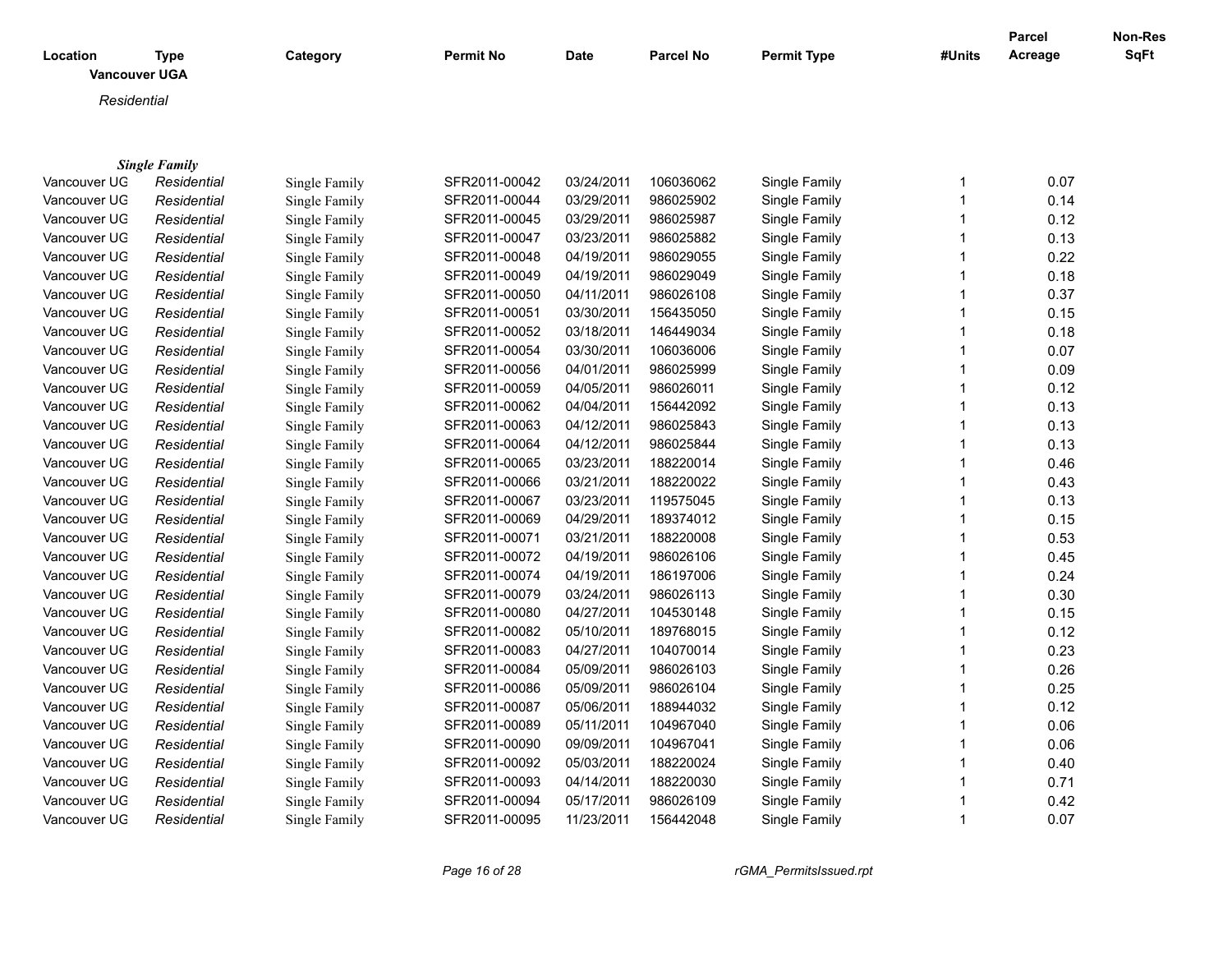| Location | Type | Category | Permit No | Date | Parcel No | Permit Type | #Units | Parcel Acreage | Non-Res SqFt |
|---|---|---|---|---|---|---|---|---|---|
| **Vancouver UGA** | | | | | | | | | |
| *Residential* | | | | | | | | | |
| ***Single Family*** | | | | | | | | | |
| Vancouver UG | *Residential* | Single Family | SFR2011-00042 | 03/24/2011 | 106036062 | Single Family | 1 | 0.07 | |
| Vancouver UG | *Residential* | Single Family | SFR2011-00044 | 03/29/2011 | 986025902 | Single Family | 1 | 0.14 | |
| Vancouver UG | *Residential* | Single Family | SFR2011-00045 | 03/29/2011 | 986025987 | Single Family | 1 | 0.12 | |
| Vancouver UG | *Residential* | Single Family | SFR2011-00047 | 03/23/2011 | 986025882 | Single Family | 1 | 0.13 | |
| Vancouver UG | *Residential* | Single Family | SFR2011-00048 | 04/19/2011 | 986029055 | Single Family | 1 | 0.22 | |
| Vancouver UG | *Residential* | Single Family | SFR2011-00049 | 04/19/2011 | 986029049 | Single Family | 1 | 0.18 | |
| Vancouver UG | *Residential* | Single Family | SFR2011-00050 | 04/11/2011 | 986026108 | Single Family | 1 | 0.37 | |
| Vancouver UG | *Residential* | Single Family | SFR2011-00051 | 03/30/2011 | 156435050 | Single Family | 1 | 0.15 | |
| Vancouver UG | *Residential* | Single Family | SFR2011-00052 | 03/18/2011 | 146449034 | Single Family | 1 | 0.18 | |
| Vancouver UG | *Residential* | Single Family | SFR2011-00054 | 03/30/2011 | 106036006 | Single Family | 1 | 0.07 | |
| Vancouver UG | *Residential* | Single Family | SFR2011-00056 | 04/01/2011 | 986025999 | Single Family | 1 | 0.09 | |
| Vancouver UG | *Residential* | Single Family | SFR2011-00059 | 04/05/2011 | 986026011 | Single Family | 1 | 0.12 | |
| Vancouver UG | *Residential* | Single Family | SFR2011-00062 | 04/04/2011 | 156442092 | Single Family | 1 | 0.13 | |
| Vancouver UG | *Residential* | Single Family | SFR2011-00063 | 04/12/2011 | 986025843 | Single Family | 1 | 0.13 | |
| Vancouver UG | *Residential* | Single Family | SFR2011-00064 | 04/12/2011 | 986025844 | Single Family | 1 | 0.13 | |
| Vancouver UG | *Residential* | Single Family | SFR2011-00065 | 03/23/2011 | 188220014 | Single Family | 1 | 0.46 | |
| Vancouver UG | *Residential* | Single Family | SFR2011-00066 | 03/21/2011 | 188220022 | Single Family | 1 | 0.43 | |
| Vancouver UG | *Residential* | Single Family | SFR2011-00067 | 03/23/2011 | 119575045 | Single Family | 1 | 0.13 | |
| Vancouver UG | *Residential* | Single Family | SFR2011-00069 | 04/29/2011 | 189374012 | Single Family | 1 | 0.15 | |
| Vancouver UG | *Residential* | Single Family | SFR2011-00071 | 03/21/2011 | 188220008 | Single Family | 1 | 0.53 | |
| Vancouver UG | *Residential* | Single Family | SFR2011-00072 | 04/19/2011 | 986026106 | Single Family | 1 | 0.45 | |
| Vancouver UG | *Residential* | Single Family | SFR2011-00074 | 04/19/2011 | 186197006 | Single Family | 1 | 0.24 | |
| Vancouver UG | *Residential* | Single Family | SFR2011-00079 | 03/24/2011 | 986026113 | Single Family | 1 | 0.30 | |
| Vancouver UG | *Residential* | Single Family | SFR2011-00080 | 04/27/2011 | 104530148 | Single Family | 1 | 0.15 | |
| Vancouver UG | *Residential* | Single Family | SFR2011-00082 | 05/10/2011 | 189768015 | Single Family | 1 | 0.12 | |
| Vancouver UG | *Residential* | Single Family | SFR2011-00083 | 04/27/2011 | 104070014 | Single Family | 1 | 0.23 | |
| Vancouver UG | *Residential* | Single Family | SFR2011-00084 | 05/09/2011 | 986026103 | Single Family | 1 | 0.26 | |
| Vancouver UG | *Residential* | Single Family | SFR2011-00086 | 05/09/2011 | 986026104 | Single Family | 1 | 0.25 | |
| Vancouver UG | *Residential* | Single Family | SFR2011-00087 | 05/06/2011 | 188944032 | Single Family | 1 | 0.12 | |
| Vancouver UG | *Residential* | Single Family | SFR2011-00089 | 05/11/2011 | 104967040 | Single Family | 1 | 0.06 | |
| Vancouver UG | *Residential* | Single Family | SFR2011-00090 | 09/09/2011 | 104967041 | Single Family | 1 | 0.06 | |
| Vancouver UG | *Residential* | Single Family | SFR2011-00092 | 05/03/2011 | 188220024 | Single Family | 1 | 0.40 | |
| Vancouver UG | *Residential* | Single Family | SFR2011-00093 | 04/14/2011 | 188220030 | Single Family | 1 | 0.71 | |
| Vancouver UG | *Residential* | Single Family | SFR2011-00094 | 05/17/2011 | 986026109 | Single Family | 1 | 0.42 | |
| Vancouver UG | *Residential* | Single Family | SFR2011-00095 | 11/23/2011 | 156442048 | Single Family | 1 | 0.07 | |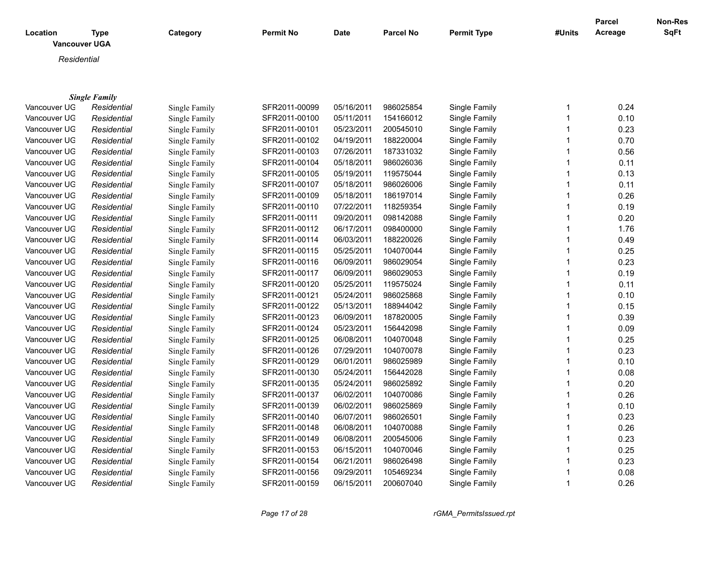| Location | Type | Category | Permit No | Date | Parcel No | Permit Type | #Units | Parcel Acreage | Non-Res SqFt |
|---|---|---|---|---|---|---|---|---|---|
| **Vancouver UGA** | | | | | | | | | |
| *Residential* | | | | | | | | | |
| ***Single Family*** | | | | | | | | | |
| Vancouver UG | *Residential* | Single Family | SFR2011-00099 | 05/16/2011 | 986025854 | Single Family | 1 | 0.24 | |
| Vancouver UG | *Residential* | Single Family | SFR2011-00100 | 05/11/2011 | 154166012 | Single Family | 1 | 0.10 | |
| Vancouver UG | *Residential* | Single Family | SFR2011-00101 | 05/23/2011 | 200545010 | Single Family | 1 | 0.23 | |
| Vancouver UG | *Residential* | Single Family | SFR2011-00102 | 04/19/2011 | 188220004 | Single Family | 1 | 0.70 | |
| Vancouver UG | *Residential* | Single Family | SFR2011-00103 | 07/26/2011 | 187331032 | Single Family | 1 | 0.56 | |
| Vancouver UG | *Residential* | Single Family | SFR2011-00104 | 05/18/2011 | 986026036 | Single Family | 1 | 0.11 | |
| Vancouver UG | *Residential* | Single Family | SFR2011-00105 | 05/19/2011 | 119575044 | Single Family | 1 | 0.13 | |
| Vancouver UG | *Residential* | Single Family | SFR2011-00107 | 05/18/2011 | 986026006 | Single Family | 1 | 0.11 | |
| Vancouver UG | *Residential* | Single Family | SFR2011-00109 | 05/18/2011 | 186197014 | Single Family | 1 | 0.26 | |
| Vancouver UG | *Residential* | Single Family | SFR2011-00110 | 07/22/2011 | 118259354 | Single Family | 1 | 0.19 | |
| Vancouver UG | *Residential* | Single Family | SFR2011-00111 | 09/20/2011 | 098142088 | Single Family | 1 | 0.20 | |
| Vancouver UG | *Residential* | Single Family | SFR2011-00112 | 06/17/2011 | 098400000 | Single Family | 1 | 1.76 | |
| Vancouver UG | *Residential* | Single Family | SFR2011-00114 | 06/03/2011 | 188220026 | Single Family | 1 | 0.49 | |
| Vancouver UG | *Residential* | Single Family | SFR2011-00115 | 05/25/2011 | 104070044 | Single Family | 1 | 0.25 | |
| Vancouver UG | *Residential* | Single Family | SFR2011-00116 | 06/09/2011 | 986029054 | Single Family | 1 | 0.23 | |
| Vancouver UG | *Residential* | Single Family | SFR2011-00117 | 06/09/2011 | 986029053 | Single Family | 1 | 0.19 | |
| Vancouver UG | *Residential* | Single Family | SFR2011-00120 | 05/25/2011 | 119575024 | Single Family | 1 | 0.11 | |
| Vancouver UG | *Residential* | Single Family | SFR2011-00121 | 05/24/2011 | 986025868 | Single Family | 1 | 0.10 | |
| Vancouver UG | *Residential* | Single Family | SFR2011-00122 | 05/13/2011 | 188944042 | Single Family | 1 | 0.15 | |
| Vancouver UG | *Residential* | Single Family | SFR2011-00123 | 06/09/2011 | 187820005 | Single Family | 1 | 0.39 | |
| Vancouver UG | *Residential* | Single Family | SFR2011-00124 | 05/23/2011 | 156442098 | Single Family | 1 | 0.09 | |
| Vancouver UG | *Residential* | Single Family | SFR2011-00125 | 06/08/2011 | 104070048 | Single Family | 1 | 0.25 | |
| Vancouver UG | *Residential* | Single Family | SFR2011-00126 | 07/29/2011 | 104070078 | Single Family | 1 | 0.23 | |
| Vancouver UG | *Residential* | Single Family | SFR2011-00129 | 06/01/2011 | 986025989 | Single Family | 1 | 0.10 | |
| Vancouver UG | *Residential* | Single Family | SFR2011-00130 | 05/24/2011 | 156442028 | Single Family | 1 | 0.08 | |
| Vancouver UG | *Residential* | Single Family | SFR2011-00135 | 05/24/2011 | 986025892 | Single Family | 1 | 0.20 | |
| Vancouver UG | *Residential* | Single Family | SFR2011-00137 | 06/02/2011 | 104070086 | Single Family | 1 | 0.26 | |
| Vancouver UG | *Residential* | Single Family | SFR2011-00139 | 06/02/2011 | 986025869 | Single Family | 1 | 0.10 | |
| Vancouver UG | *Residential* | Single Family | SFR2011-00140 | 06/07/2011 | 986026501 | Single Family | 1 | 0.23 | |
| Vancouver UG | *Residential* | Single Family | SFR2011-00148 | 06/08/2011 | 104070088 | Single Family | 1 | 0.26 | |
| Vancouver UG | *Residential* | Single Family | SFR2011-00149 | 06/08/2011 | 200545006 | Single Family | 1 | 0.23 | |
| Vancouver UG | *Residential* | Single Family | SFR2011-00153 | 06/15/2011 | 104070046 | Single Family | 1 | 0.25 | |
| Vancouver UG | *Residential* | Single Family | SFR2011-00154 | 06/21/2011 | 986026498 | Single Family | 1 | 0.23 | |
| Vancouver UG | *Residential* | Single Family | SFR2011-00156 | 09/29/2011 | 105469234 | Single Family | 1 | 0.08 | |
| Vancouver UG | *Residential* | Single Family | SFR2011-00159 | 06/15/2011 | 200607040 | Single Family | 1 | 0.26 | |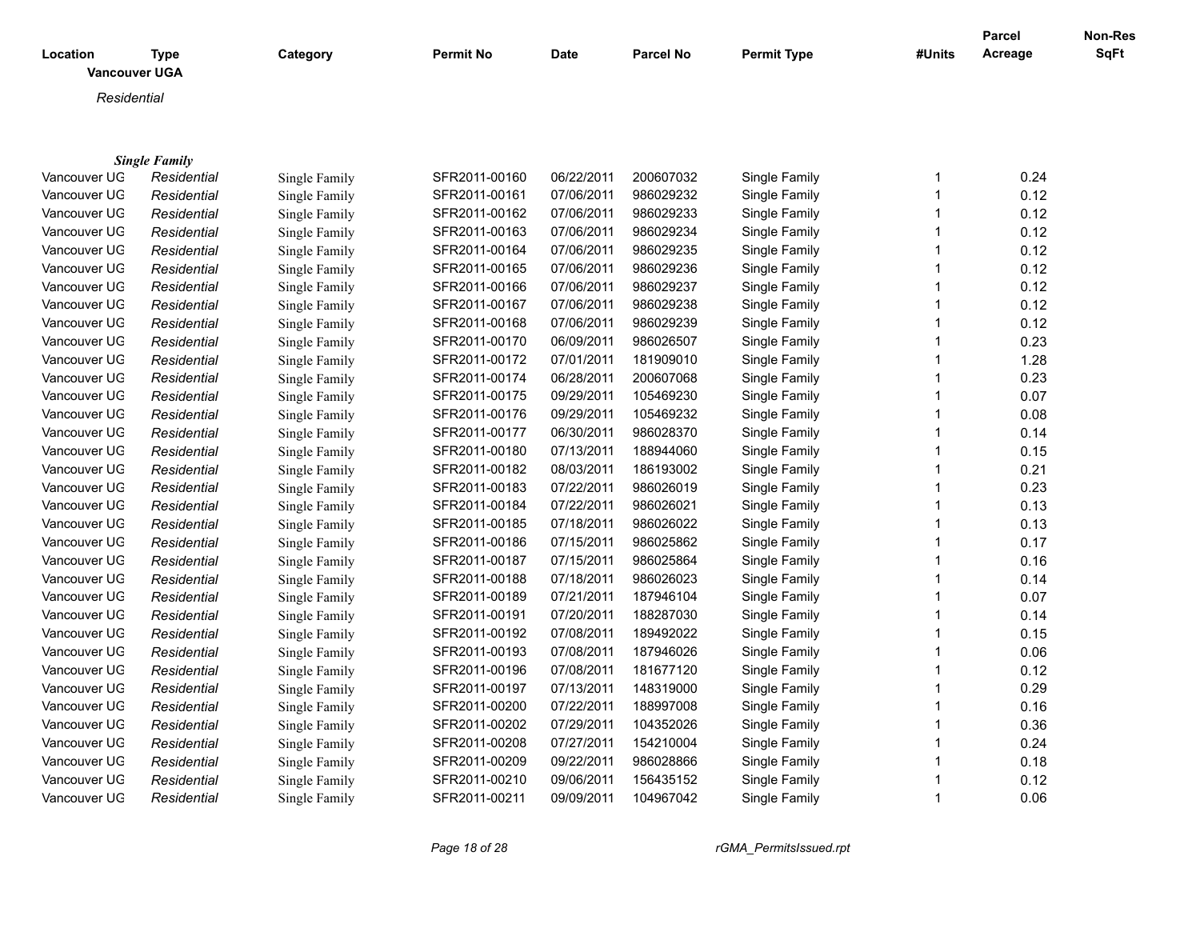| Location | Type | Category | Permit No | Date | Parcel No | Permit Type | #Units | Parcel Acreage | Non-Res SqFt |
|---|---|---|---|---|---|---|---|---|---|
| **Vancouver UGA** | | | | | | | | | |
| *Residential* | | | | | | | | | |
| ***Single Family*** | | | | | | | | | |
| Vancouver UG | *Residential* | Single Family | SFR2011-00160 | 06/22/2011 | 200607032 | Single Family | 1 | 0.24 | |
| Vancouver UG | *Residential* | Single Family | SFR2011-00161 | 07/06/2011 | 986029232 | Single Family | 1 | 0.12 | |
| Vancouver UG | *Residential* | Single Family | SFR2011-00162 | 07/06/2011 | 986029233 | Single Family | 1 | 0.12 | |
| Vancouver UG | *Residential* | Single Family | SFR2011-00163 | 07/06/2011 | 986029234 | Single Family | 1 | 0.12 | |
| Vancouver UG | *Residential* | Single Family | SFR2011-00164 | 07/06/2011 | 986029235 | Single Family | 1 | 0.12 | |
| Vancouver UG | *Residential* | Single Family | SFR2011-00165 | 07/06/2011 | 986029236 | Single Family | 1 | 0.12 | |
| Vancouver UG | *Residential* | Single Family | SFR2011-00166 | 07/06/2011 | 986029237 | Single Family | 1 | 0.12 | |
| Vancouver UG | *Residential* | Single Family | SFR2011-00167 | 07/06/2011 | 986029238 | Single Family | 1 | 0.12 | |
| Vancouver UG | *Residential* | Single Family | SFR2011-00168 | 07/06/2011 | 986029239 | Single Family | 1 | 0.12 | |
| Vancouver UG | *Residential* | Single Family | SFR2011-00170 | 06/09/2011 | 986026507 | Single Family | 1 | 0.23 | |
| Vancouver UG | *Residential* | Single Family | SFR2011-00172 | 07/01/2011 | 181909010 | Single Family | 1 | 1.28 | |
| Vancouver UG | *Residential* | Single Family | SFR2011-00174 | 06/28/2011 | 200607068 | Single Family | 1 | 0.23 | |
| Vancouver UG | *Residential* | Single Family | SFR2011-00175 | 09/29/2011 | 105469230 | Single Family | 1 | 0.07 | |
| Vancouver UG | *Residential* | Single Family | SFR2011-00176 | 09/29/2011 | 105469232 | Single Family | 1 | 0.08 | |
| Vancouver UG | *Residential* | Single Family | SFR2011-00177 | 06/30/2011 | 986028370 | Single Family | 1 | 0.14 | |
| Vancouver UG | *Residential* | Single Family | SFR2011-00180 | 07/13/2011 | 188944060 | Single Family | 1 | 0.15 | |
| Vancouver UG | *Residential* | Single Family | SFR2011-00182 | 08/03/2011 | 186193002 | Single Family | 1 | 0.21 | |
| Vancouver UG | *Residential* | Single Family | SFR2011-00183 | 07/22/2011 | 986026019 | Single Family | 1 | 0.23 | |
| Vancouver UG | *Residential* | Single Family | SFR2011-00184 | 07/22/2011 | 986026021 | Single Family | 1 | 0.13 | |
| Vancouver UG | *Residential* | Single Family | SFR2011-00185 | 07/18/2011 | 986026022 | Single Family | 1 | 0.13 | |
| Vancouver UG | *Residential* | Single Family | SFR2011-00186 | 07/15/2011 | 986025862 | Single Family | 1 | 0.17 | |
| Vancouver UG | *Residential* | Single Family | SFR2011-00187 | 07/15/2011 | 986025864 | Single Family | 1 | 0.16 | |
| Vancouver UG | *Residential* | Single Family | SFR2011-00188 | 07/18/2011 | 986026023 | Single Family | 1 | 0.14 | |
| Vancouver UG | *Residential* | Single Family | SFR2011-00189 | 07/21/2011 | 187946104 | Single Family | 1 | 0.07 | |
| Vancouver UG | *Residential* | Single Family | SFR2011-00191 | 07/20/2011 | 188287030 | Single Family | 1 | 0.14 | |
| Vancouver UG | *Residential* | Single Family | SFR2011-00192 | 07/08/2011 | 189492022 | Single Family | 1 | 0.15 | |
| Vancouver UG | *Residential* | Single Family | SFR2011-00193 | 07/08/2011 | 187946026 | Single Family | 1 | 0.06 | |
| Vancouver UG | *Residential* | Single Family | SFR2011-00196 | 07/08/2011 | 181677120 | Single Family | 1 | 0.12 | |
| Vancouver UG | *Residential* | Single Family | SFR2011-00197 | 07/13/2011 | 148319000 | Single Family | 1 | 0.29 | |
| Vancouver UG | *Residential* | Single Family | SFR2011-00200 | 07/22/2011 | 188997008 | Single Family | 1 | 0.16 | |
| Vancouver UG | *Residential* | Single Family | SFR2011-00202 | 07/29/2011 | 104352026 | Single Family | 1 | 0.36 | |
| Vancouver UG | *Residential* | Single Family | SFR2011-00208 | 07/27/2011 | 154210004 | Single Family | 1 | 0.24 | |
| Vancouver UG | *Residential* | Single Family | SFR2011-00209 | 09/22/2011 | 986028866 | Single Family | 1 | 0.18 | |
| Vancouver UG | *Residential* | Single Family | SFR2011-00210 | 09/06/2011 | 156435152 | Single Family | 1 | 0.12 | |
| Vancouver UG | *Residential* | Single Family | SFR2011-00211 | 09/09/2011 | 104967042 | Single Family | 1 | 0.06 | |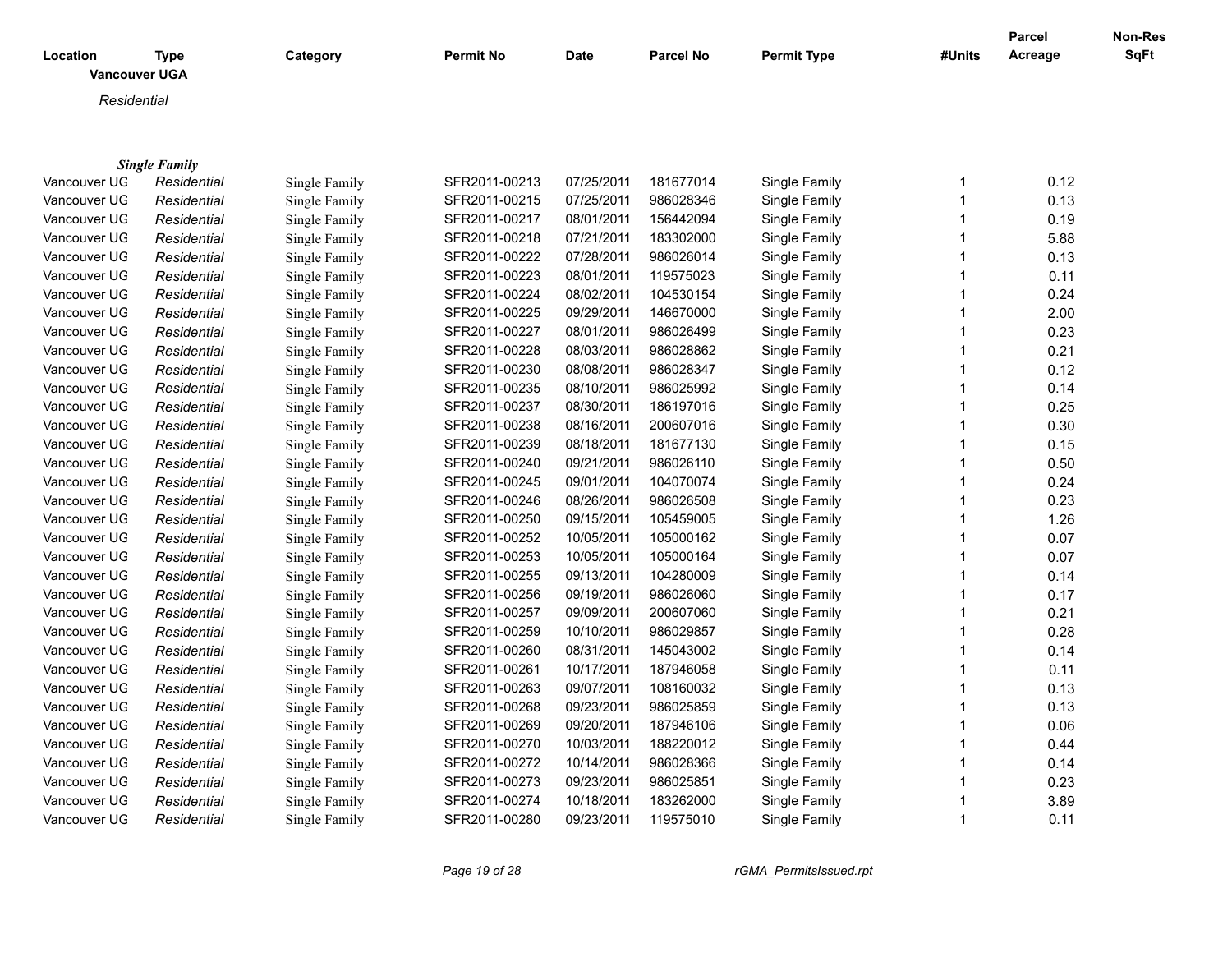| Location | Type | Category | Permit No | Date | Parcel No | Permit Type | #Units | Parcel Acreage | Non-Res SqFt |
|---|---|---|---|---|---|---|---|---|---|
| **Vancouver UGA** | | | | | | | | | |
| *Residential* | | | | | | | | | |
| ***Single Family*** | | | | | | | | | |
| Vancouver UG | *Residential* | Single Family | SFR2011-00213 | 07/25/2011 | 181677014 | Single Family | 1 | 0.12 | |
| Vancouver UG | *Residential* | Single Family | SFR2011-00215 | 07/25/2011 | 986028346 | Single Family | 1 | 0.13 | |
| Vancouver UG | *Residential* | Single Family | SFR2011-00217 | 08/01/2011 | 156442094 | Single Family | 1 | 0.19 | |
| Vancouver UG | *Residential* | Single Family | SFR2011-00218 | 07/21/2011 | 183302000 | Single Family | 1 | 5.88 | |
| Vancouver UG | *Residential* | Single Family | SFR2011-00222 | 07/28/2011 | 986026014 | Single Family | 1 | 0.13 | |
| Vancouver UG | *Residential* | Single Family | SFR2011-00223 | 08/01/2011 | 119575023 | Single Family | 1 | 0.11 | |
| Vancouver UG | *Residential* | Single Family | SFR2011-00224 | 08/02/2011 | 104530154 | Single Family | 1 | 0.24 | |
| Vancouver UG | *Residential* | Single Family | SFR2011-00225 | 09/29/2011 | 146670000 | Single Family | 1 | 2.00 | |
| Vancouver UG | *Residential* | Single Family | SFR2011-00227 | 08/01/2011 | 986026499 | Single Family | 1 | 0.23 | |
| Vancouver UG | *Residential* | Single Family | SFR2011-00228 | 08/03/2011 | 986028862 | Single Family | 1 | 0.21 | |
| Vancouver UG | *Residential* | Single Family | SFR2011-00230 | 08/08/2011 | 986028347 | Single Family | 1 | 0.12 | |
| Vancouver UG | *Residential* | Single Family | SFR2011-00235 | 08/10/2011 | 986025992 | Single Family | 1 | 0.14 | |
| Vancouver UG | *Residential* | Single Family | SFR2011-00237 | 08/30/2011 | 186197016 | Single Family | 1 | 0.25 | |
| Vancouver UG | *Residential* | Single Family | SFR2011-00238 | 08/16/2011 | 200607016 | Single Family | 1 | 0.30 | |
| Vancouver UG | *Residential* | Single Family | SFR2011-00239 | 08/18/2011 | 181677130 | Single Family | 1 | 0.15 | |
| Vancouver UG | *Residential* | Single Family | SFR2011-00240 | 09/21/2011 | 986026110 | Single Family | 1 | 0.50 | |
| Vancouver UG | *Residential* | Single Family | SFR2011-00245 | 09/01/2011 | 104070074 | Single Family | 1 | 0.24 | |
| Vancouver UG | *Residential* | Single Family | SFR2011-00246 | 08/26/2011 | 986026508 | Single Family | 1 | 0.23 | |
| Vancouver UG | *Residential* | Single Family | SFR2011-00250 | 09/15/2011 | 105459005 | Single Family | 1 | 1.26 | |
| Vancouver UG | *Residential* | Single Family | SFR2011-00252 | 10/05/2011 | 105000162 | Single Family | 1 | 0.07 | |
| Vancouver UG | *Residential* | Single Family | SFR2011-00253 | 10/05/2011 | 105000164 | Single Family | 1 | 0.07 | |
| Vancouver UG | *Residential* | Single Family | SFR2011-00255 | 09/13/2011 | 104280009 | Single Family | 1 | 0.14 | |
| Vancouver UG | *Residential* | Single Family | SFR2011-00256 | 09/19/2011 | 986026060 | Single Family | 1 | 0.17 | |
| Vancouver UG | *Residential* | Single Family | SFR2011-00257 | 09/09/2011 | 200607060 | Single Family | 1 | 0.21 | |
| Vancouver UG | *Residential* | Single Family | SFR2011-00259 | 10/10/2011 | 986029857 | Single Family | 1 | 0.28 | |
| Vancouver UG | *Residential* | Single Family | SFR2011-00260 | 08/31/2011 | 145043002 | Single Family | 1 | 0.14 | |
| Vancouver UG | *Residential* | Single Family | SFR2011-00261 | 10/17/2011 | 187946058 | Single Family | 1 | 0.11 | |
| Vancouver UG | *Residential* | Single Family | SFR2011-00263 | 09/07/2011 | 108160032 | Single Family | 1 | 0.13 | |
| Vancouver UG | *Residential* | Single Family | SFR2011-00268 | 09/23/2011 | 986025859 | Single Family | 1 | 0.13 | |
| Vancouver UG | *Residential* | Single Family | SFR2011-00269 | 09/20/2011 | 187946106 | Single Family | 1 | 0.06 | |
| Vancouver UG | *Residential* | Single Family | SFR2011-00270 | 10/03/2011 | 188220012 | Single Family | 1 | 0.44 | |
| Vancouver UG | *Residential* | Single Family | SFR2011-00272 | 10/14/2011 | 986028366 | Single Family | 1 | 0.14 | |
| Vancouver UG | *Residential* | Single Family | SFR2011-00273 | 09/23/2011 | 986025851 | Single Family | 1 | 0.23 | |
| Vancouver UG | *Residential* | Single Family | SFR2011-00274 | 10/18/2011 | 183262000 | Single Family | 1 | 3.89 | |
| Vancouver UG | *Residential* | Single Family | SFR2011-00280 | 09/23/2011 | 119575010 | Single Family | 1 | 0.11 | |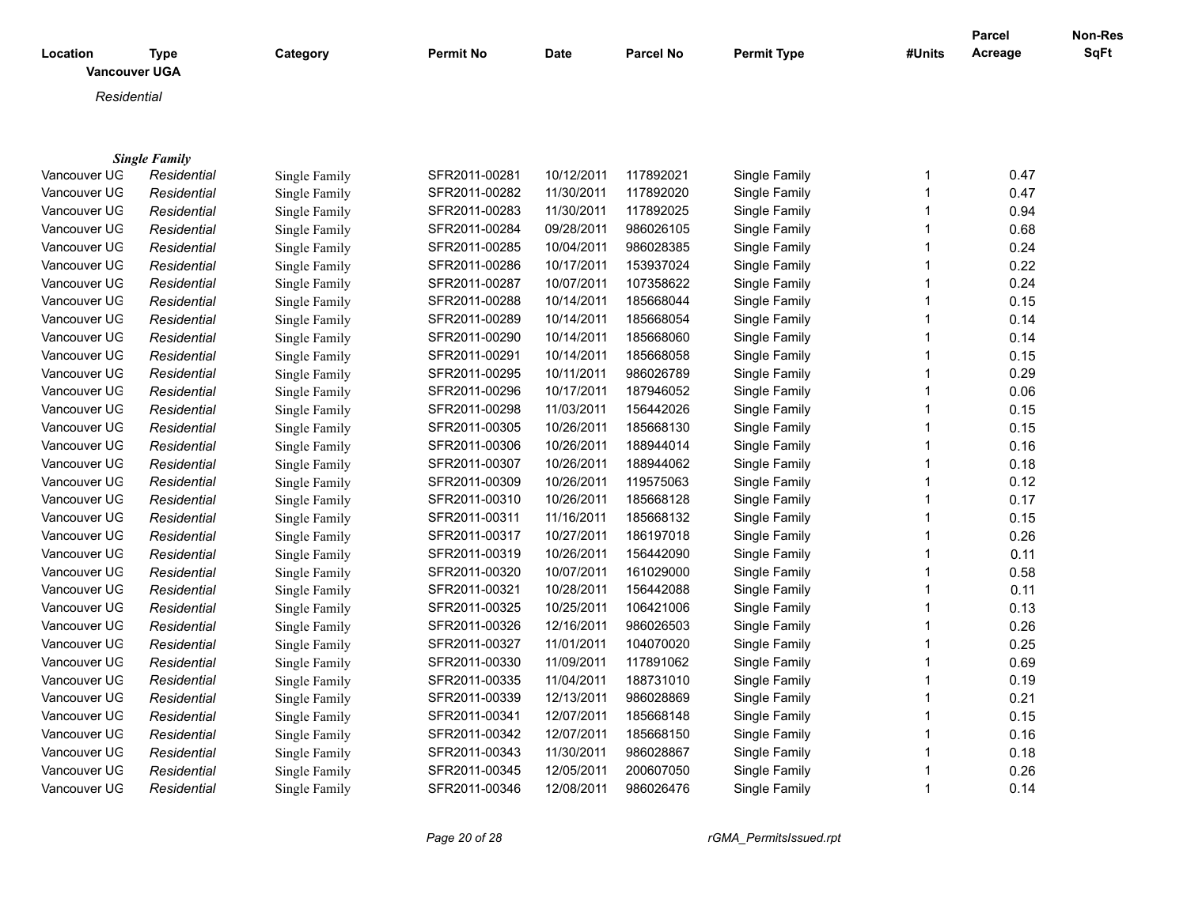| Location | Type | Category | Permit No | Date | Parcel No | Permit Type | #Units | Parcel Acreage | Non-Res SqFt |
|---|---|---|---|---|---|---|---|---|---|

**Vancouver UGA**

*Residential*

***Single Family***

| Location | Type | Category | Permit No | Date | Parcel No | Permit Type | #Units | Parcel Acreage | Non-Res SqFt |
|---|---|---|---|---|---|---|---|---|---|
| Vancouver UG | *Residential* | Single Family | SFR2011-00281 | 10/12/2011 | 117892021 | Single Family | 1 | 0.47 | |
| Vancouver UG | *Residential* | Single Family | SFR2011-00282 | 11/30/2011 | 117892020 | Single Family | 1 | 0.47 | |
| Vancouver UG | *Residential* | Single Family | SFR2011-00283 | 11/30/2011 | 117892025 | Single Family | 1 | 0.94 | |
| Vancouver UG | *Residential* | Single Family | SFR2011-00284 | 09/28/2011 | 986026105 | Single Family | 1 | 0.68 | |
| Vancouver UG | *Residential* | Single Family | SFR2011-00285 | 10/04/2011 | 986028385 | Single Family | 1 | 0.24 | |
| Vancouver UG | *Residential* | Single Family | SFR2011-00286 | 10/17/2011 | 153937024 | Single Family | 1 | 0.22 | |
| Vancouver UG | *Residential* | Single Family | SFR2011-00287 | 10/07/2011 | 107358622 | Single Family | 1 | 0.24 | |
| Vancouver UG | *Residential* | Single Family | SFR2011-00288 | 10/14/2011 | 185668044 | Single Family | 1 | 0.15 | |
| Vancouver UG | *Residential* | Single Family | SFR2011-00289 | 10/14/2011 | 185668054 | Single Family | 1 | 0.14 | |
| Vancouver UG | *Residential* | Single Family | SFR2011-00290 | 10/14/2011 | 185668060 | Single Family | 1 | 0.14 | |
| Vancouver UG | *Residential* | Single Family | SFR2011-00291 | 10/14/2011 | 185668058 | Single Family | 1 | 0.15 | |
| Vancouver UG | *Residential* | Single Family | SFR2011-00295 | 10/11/2011 | 986026789 | Single Family | 1 | 0.29 | |
| Vancouver UG | *Residential* | Single Family | SFR2011-00296 | 10/17/2011 | 187946052 | Single Family | 1 | 0.06 | |
| Vancouver UG | *Residential* | Single Family | SFR2011-00298 | 11/03/2011 | 156442026 | Single Family | 1 | 0.15 | |
| Vancouver UG | *Residential* | Single Family | SFR2011-00305 | 10/26/2011 | 185668130 | Single Family | 1 | 0.15 | |
| Vancouver UG | *Residential* | Single Family | SFR2011-00306 | 10/26/2011 | 188944014 | Single Family | 1 | 0.16 | |
| Vancouver UG | *Residential* | Single Family | SFR2011-00307 | 10/26/2011 | 188944062 | Single Family | 1 | 0.18 | |
| Vancouver UG | *Residential* | Single Family | SFR2011-00309 | 10/26/2011 | 119575063 | Single Family | 1 | 0.12 | |
| Vancouver UG | *Residential* | Single Family | SFR2011-00310 | 10/26/2011 | 185668128 | Single Family | 1 | 0.17 | |
| Vancouver UG | *Residential* | Single Family | SFR2011-00311 | 11/16/2011 | 185668132 | Single Family | 1 | 0.15 | |
| Vancouver UG | *Residential* | Single Family | SFR2011-00317 | 10/27/2011 | 186197018 | Single Family | 1 | 0.26 | |
| Vancouver UG | *Residential* | Single Family | SFR2011-00319 | 10/26/2011 | 156442090 | Single Family | 1 | 0.11 | |
| Vancouver UG | *Residential* | Single Family | SFR2011-00320 | 10/07/2011 | 161029000 | Single Family | 1 | 0.58 | |
| Vancouver UG | *Residential* | Single Family | SFR2011-00321 | 10/28/2011 | 156442088 | Single Family | 1 | 0.11 | |
| Vancouver UG | *Residential* | Single Family | SFR2011-00325 | 10/25/2011 | 106421006 | Single Family | 1 | 0.13 | |
| Vancouver UG | *Residential* | Single Family | SFR2011-00326 | 12/16/2011 | 986026503 | Single Family | 1 | 0.26 | |
| Vancouver UG | *Residential* | Single Family | SFR2011-00327 | 11/01/2011 | 104070020 | Single Family | 1 | 0.25 | |
| Vancouver UG | *Residential* | Single Family | SFR2011-00330 | 11/09/2011 | 117891062 | Single Family | 1 | 0.69 | |
| Vancouver UG | *Residential* | Single Family | SFR2011-00335 | 11/04/2011 | 188731010 | Single Family | 1 | 0.19 | |
| Vancouver UG | *Residential* | Single Family | SFR2011-00339 | 12/13/2011 | 986028869 | Single Family | 1 | 0.21 | |
| Vancouver UG | *Residential* | Single Family | SFR2011-00341 | 12/07/2011 | 185668148 | Single Family | 1 | 0.15 | |
| Vancouver UG | *Residential* | Single Family | SFR2011-00342 | 12/07/2011 | 185668150 | Single Family | 1 | 0.16 | |
| Vancouver UG | *Residential* | Single Family | SFR2011-00343 | 11/30/2011 | 986028867 | Single Family | 1 | 0.18 | |
| Vancouver UG | *Residential* | Single Family | SFR2011-00345 | 12/05/2011 | 200607050 | Single Family | 1 | 0.26 | |
| Vancouver UG | *Residential* | Single Family | SFR2011-00346 | 12/08/2011 | 986026476 | Single Family | 1 | 0.14 | |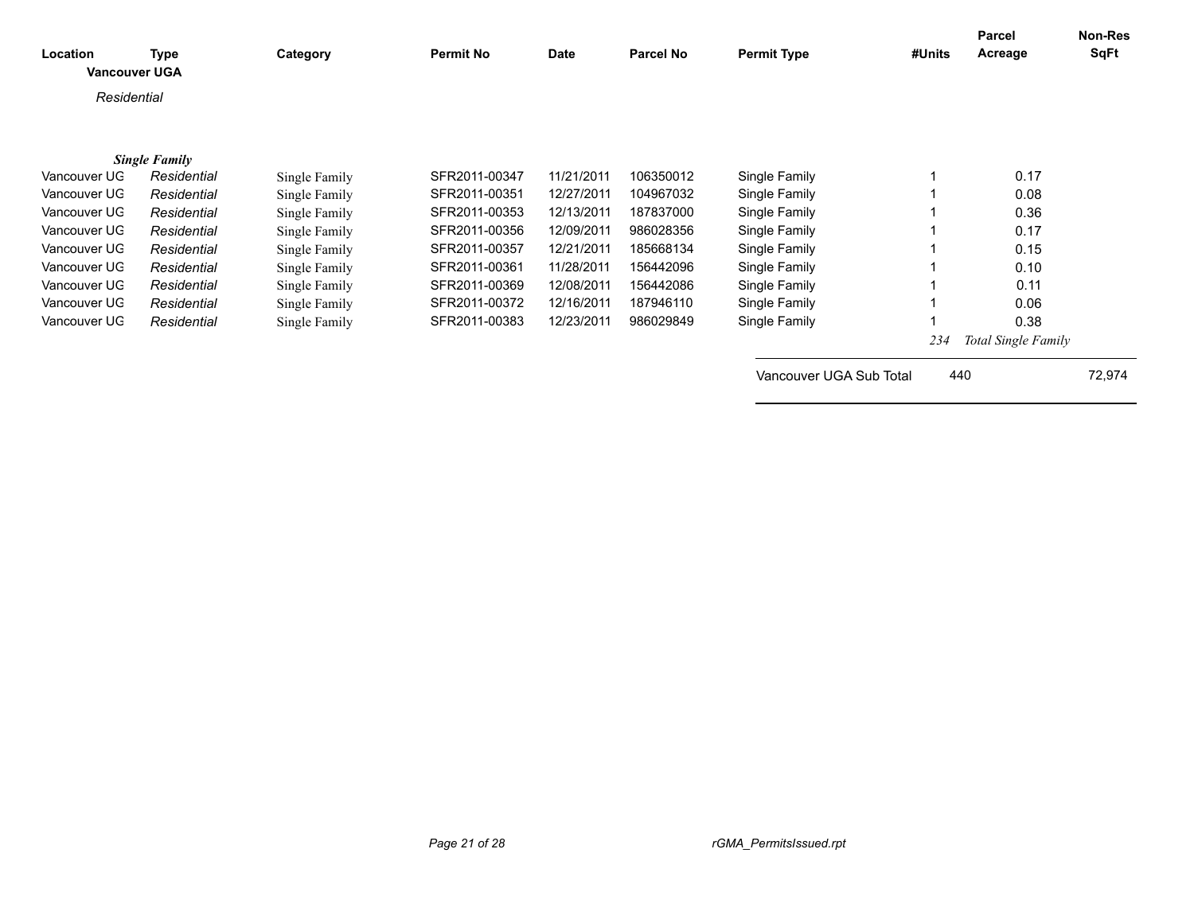| Location | Type | Category | Permit No | Date | Parcel No | Permit Type | #Units | Parcel Acreage | Non-Res SqFt |
|---|---|---|---|---|---|---|---|---|---|
| **Vancouver UGA** | | | | | | | | | |
| *Residential* | | | | | | | | | |
| ***Single Family*** | | | | | | | | | |
| Vancouver UG | *Residential* | Single Family | SFR2011-00347 | 11/21/2011 | 106350012 | Single Family | 1 | 0.17 | |
| Vancouver UG | *Residential* | Single Family | SFR2011-00351 | 12/27/2011 | 104967032 | Single Family | 1 | 0.08 | |
| Vancouver UG | *Residential* | Single Family | SFR2011-00353 | 12/13/2011 | 187837000 | Single Family | 1 | 0.36 | |
| Vancouver UG | *Residential* | Single Family | SFR2011-00356 | 12/09/2011 | 986028356 | Single Family | 1 | 0.17 | |
| Vancouver UG | *Residential* | Single Family | SFR2011-00357 | 12/21/2011 | 185668134 | Single Family | 1 | 0.15 | |
| Vancouver UG | *Residential* | Single Family | SFR2011-00361 | 11/28/2011 | 156442096 | Single Family | 1 | 0.10 | |
| Vancouver UG | *Residential* | Single Family | SFR2011-00369 | 12/08/2011 | 156442086 | Single Family | 1 | 0.11 | |
| Vancouver UG | *Residential* | Single Family | SFR2011-00372 | 12/16/2011 | 187946110 | Single Family | 1 | 0.06 | |
| Vancouver UG | *Residential* | Single Family | SFR2011-00383 | 12/23/2011 | 986029849 | Single Family | 1 | 0.38 | |
| | | | | | | | *234* | *Total Single Family* | |
| | | | | | | Vancouver UGA Sub Total | 440 | | 72,974 |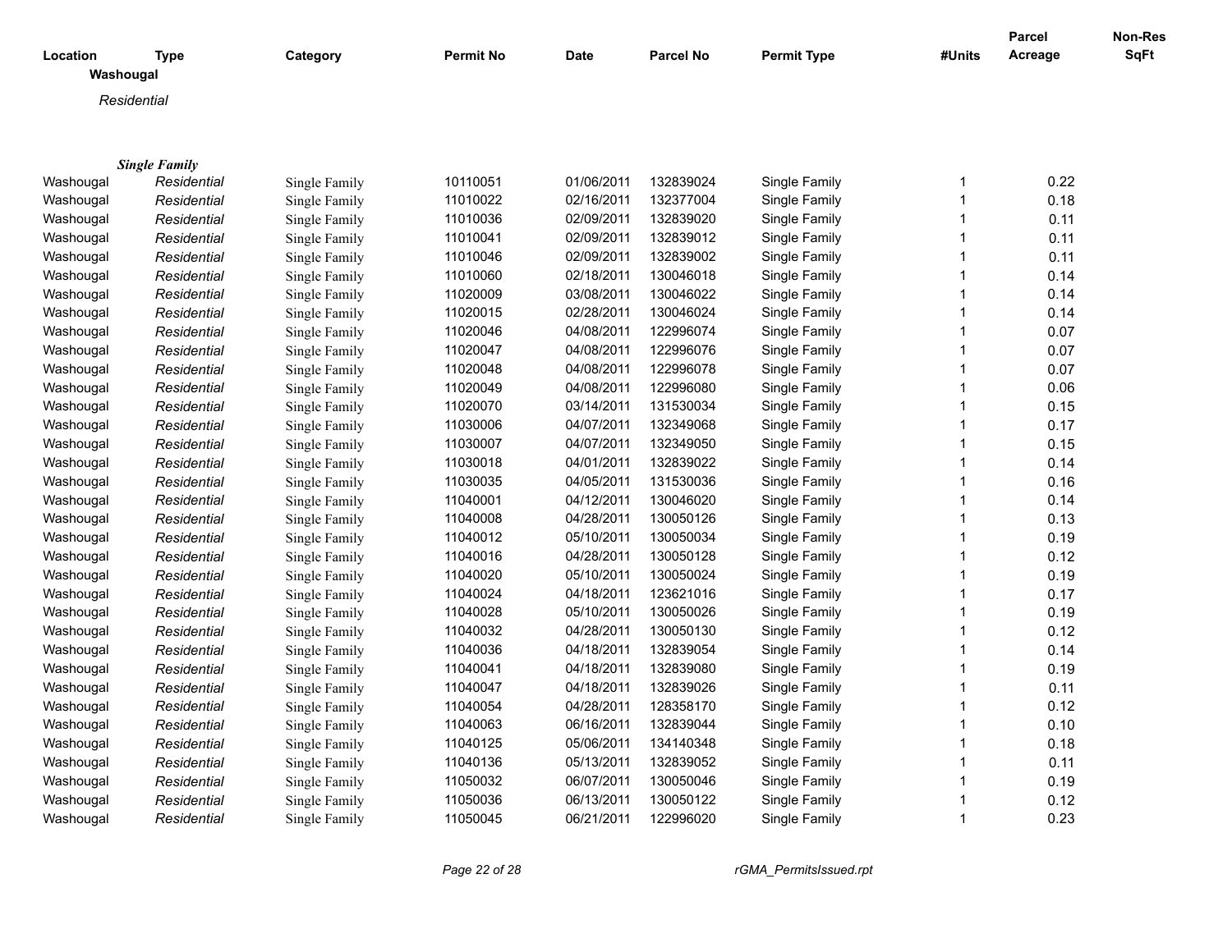| Location | Type | Category | Permit No | Date | Parcel No | Permit Type | #Units | Parcel Acreage | Non-Res SqFt |
|---|---|---|---|---|---|---|---|---|---|
| **Washougal** | | | | | | | | | |
| *Residential* | | | | | | | | | |
| ***Single Family*** | | | | | | | | | |
| Washougal | *Residential* | Single Family | 10110051 | 01/06/2011 | 132839024 | Single Family | 1 | 0.22 | |
| Washougal | *Residential* | Single Family | 11010022 | 02/16/2011 | 132377004 | Single Family | 1 | 0.18 | |
| Washougal | *Residential* | Single Family | 11010036 | 02/09/2011 | 132839020 | Single Family | 1 | 0.11 | |
| Washougal | *Residential* | Single Family | 11010041 | 02/09/2011 | 132839012 | Single Family | 1 | 0.11 | |
| Washougal | *Residential* | Single Family | 11010046 | 02/09/2011 | 132839002 | Single Family | 1 | 0.11 | |
| Washougal | *Residential* | Single Family | 11010060 | 02/18/2011 | 130046018 | Single Family | 1 | 0.14 | |
| Washougal | *Residential* | Single Family | 11020009 | 03/08/2011 | 130046022 | Single Family | 1 | 0.14 | |
| Washougal | *Residential* | Single Family | 11020015 | 02/28/2011 | 130046024 | Single Family | 1 | 0.14 | |
| Washougal | *Residential* | Single Family | 11020046 | 04/08/2011 | 122996074 | Single Family | 1 | 0.07 | |
| Washougal | *Residential* | Single Family | 11020047 | 04/08/2011 | 122996076 | Single Family | 1 | 0.07 | |
| Washougal | *Residential* | Single Family | 11020048 | 04/08/2011 | 122996078 | Single Family | 1 | 0.07 | |
| Washougal | *Residential* | Single Family | 11020049 | 04/08/2011 | 122996080 | Single Family | 1 | 0.06 | |
| Washougal | *Residential* | Single Family | 11020070 | 03/14/2011 | 131530034 | Single Family | 1 | 0.15 | |
| Washougal | *Residential* | Single Family | 11030006 | 04/07/2011 | 132349068 | Single Family | 1 | 0.17 | |
| Washougal | *Residential* | Single Family | 11030007 | 04/07/2011 | 132349050 | Single Family | 1 | 0.15 | |
| Washougal | *Residential* | Single Family | 11030018 | 04/01/2011 | 132839022 | Single Family | 1 | 0.14 | |
| Washougal | *Residential* | Single Family | 11030035 | 04/05/2011 | 131530036 | Single Family | 1 | 0.16 | |
| Washougal | *Residential* | Single Family | 11040001 | 04/12/2011 | 130046020 | Single Family | 1 | 0.14 | |
| Washougal | *Residential* | Single Family | 11040008 | 04/28/2011 | 130050126 | Single Family | 1 | 0.13 | |
| Washougal | *Residential* | Single Family | 11040012 | 05/10/2011 | 130050034 | Single Family | 1 | 0.19 | |
| Washougal | *Residential* | Single Family | 11040016 | 04/28/2011 | 130050128 | Single Family | 1 | 0.12 | |
| Washougal | *Residential* | Single Family | 11040020 | 05/10/2011 | 130050024 | Single Family | 1 | 0.19 | |
| Washougal | *Residential* | Single Family | 11040024 | 04/18/2011 | 123621016 | Single Family | 1 | 0.17 | |
| Washougal | *Residential* | Single Family | 11040028 | 05/10/2011 | 130050026 | Single Family | 1 | 0.19 | |
| Washougal | *Residential* | Single Family | 11040032 | 04/28/2011 | 130050130 | Single Family | 1 | 0.12 | |
| Washougal | *Residential* | Single Family | 11040036 | 04/18/2011 | 132839054 | Single Family | 1 | 0.14 | |
| Washougal | *Residential* | Single Family | 11040041 | 04/18/2011 | 132839080 | Single Family | 1 | 0.19 | |
| Washougal | *Residential* | Single Family | 11040047 | 04/18/2011 | 132839026 | Single Family | 1 | 0.11 | |
| Washougal | *Residential* | Single Family | 11040054 | 04/28/2011 | 128358170 | Single Family | 1 | 0.12 | |
| Washougal | *Residential* | Single Family | 11040063 | 06/16/2011 | 132839044 | Single Family | 1 | 0.10 | |
| Washougal | *Residential* | Single Family | 11040125 | 05/06/2011 | 134140348 | Single Family | 1 | 0.18 | |
| Washougal | *Residential* | Single Family | 11040136 | 05/13/2011 | 132839052 | Single Family | 1 | 0.11 | |
| Washougal | *Residential* | Single Family | 11050032 | 06/07/2011 | 130050046 | Single Family | 1 | 0.19 | |
| Washougal | *Residential* | Single Family | 11050036 | 06/13/2011 | 130050122 | Single Family | 1 | 0.12 | |
| Washougal | *Residential* | Single Family | 11050045 | 06/21/2011 | 122996020 | Single Family | 1 | 0.23 | |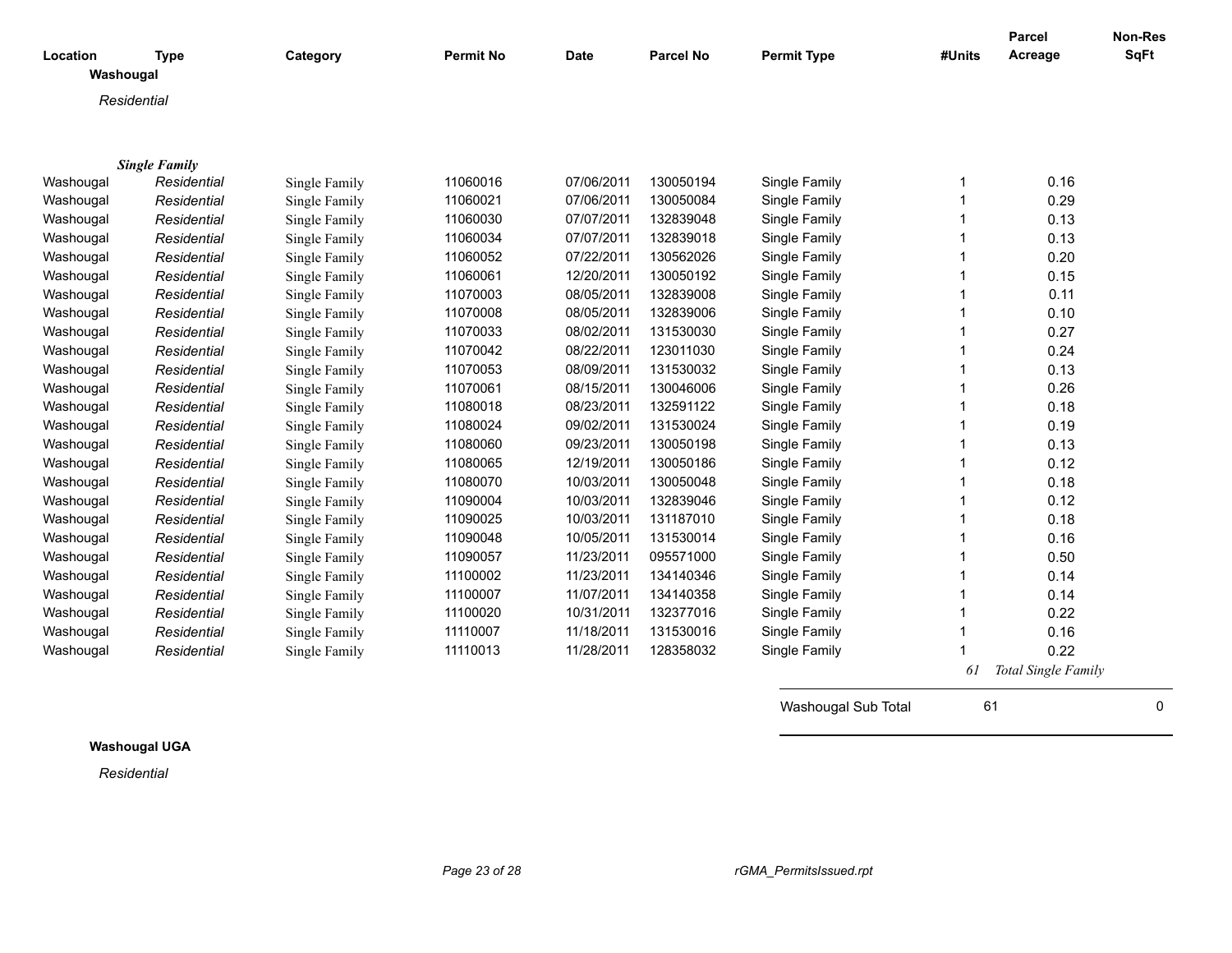| Location | Type | Category | Permit No | Date | Parcel No | Permit Type | #Units | Parcel Acreage | Non-Res SqFt |
|---|---|---|---|---|---|---|---|---|---|

**Washougal**

*Residential*

***Single Family***

| Location | Type | Category | Permit No | Date | Parcel No | Permit Type | #Units | Parcel Acreage | Non-Res SqFt |
|---|---|---|---|---|---|---|---|---|---|
| Washougal | *Residential* | Single Family | 11060016 | 07/06/2011 | 130050194 | Single Family | 1 | 0.16 | |
| Washougal | *Residential* | Single Family | 11060021 | 07/06/2011 | 130050084 | Single Family | 1 | 0.29 | |
| Washougal | *Residential* | Single Family | 11060030 | 07/07/2011 | 132839048 | Single Family | 1 | 0.13 | |
| Washougal | *Residential* | Single Family | 11060034 | 07/07/2011 | 132839018 | Single Family | 1 | 0.13 | |
| Washougal | *Residential* | Single Family | 11060052 | 07/22/2011 | 130562026 | Single Family | 1 | 0.20 | |
| Washougal | *Residential* | Single Family | 11060061 | 12/20/2011 | 130050192 | Single Family | 1 | 0.15 | |
| Washougal | *Residential* | Single Family | 11070003 | 08/05/2011 | 132839008 | Single Family | 1 | 0.11 | |
| Washougal | *Residential* | Single Family | 11070008 | 08/05/2011 | 132839006 | Single Family | 1 | 0.10 | |
| Washougal | *Residential* | Single Family | 11070033 | 08/02/2011 | 131530030 | Single Family | 1 | 0.27 | |
| Washougal | *Residential* | Single Family | 11070042 | 08/22/2011 | 123011030 | Single Family | 1 | 0.24 | |
| Washougal | *Residential* | Single Family | 11070053 | 08/09/2011 | 131530032 | Single Family | 1 | 0.13 | |
| Washougal | *Residential* | Single Family | 11070061 | 08/15/2011 | 130046006 | Single Family | 1 | 0.26 | |
| Washougal | *Residential* | Single Family | 11080018 | 08/23/2011 | 132591122 | Single Family | 1 | 0.18 | |
| Washougal | *Residential* | Single Family | 11080024 | 09/02/2011 | 131530024 | Single Family | 1 | 0.19 | |
| Washougal | *Residential* | Single Family | 11080060 | 09/23/2011 | 130050198 | Single Family | 1 | 0.13 | |
| Washougal | *Residential* | Single Family | 11080065 | 12/19/2011 | 130050186 | Single Family | 1 | 0.12 | |
| Washougal | *Residential* | Single Family | 11080070 | 10/03/2011 | 130050048 | Single Family | 1 | 0.18 | |
| Washougal | *Residential* | Single Family | 11090004 | 10/03/2011 | 132839046 | Single Family | 1 | 0.12 | |
| Washougal | *Residential* | Single Family | 11090025 | 10/03/2011 | 131187010 | Single Family | 1 | 0.18 | |
| Washougal | *Residential* | Single Family | 11090048 | 10/05/2011 | 131530014 | Single Family | 1 | 0.16 | |
| Washougal | *Residential* | Single Family | 11090057 | 11/23/2011 | 095571000 | Single Family | 1 | 0.50 | |
| Washougal | *Residential* | Single Family | 11100002 | 11/23/2011 | 134140346 | Single Family | 1 | 0.14 | |
| Washougal | *Residential* | Single Family | 11100007 | 11/07/2011 | 134140358 | Single Family | 1 | 0.14 | |
| Washougal | *Residential* | Single Family | 11100020 | 10/31/2011 | 132377016 | Single Family | 1 | 0.22 | |
| Washougal | *Residential* | Single Family | 11110007 | 11/18/2011 | 131530016 | Single Family | 1 | 0.16 | |
| Washougal | *Residential* | Single Family | 11110013 | 11/28/2011 | 128358032 | Single Family | 1 | 0.22 | |
| | | | | | | | *61* | *Total Single Family* | |

| | | |
|---|---|---|
| Washougal Sub Total | 61 | 0 |

**Washougal UGA**

*Residential*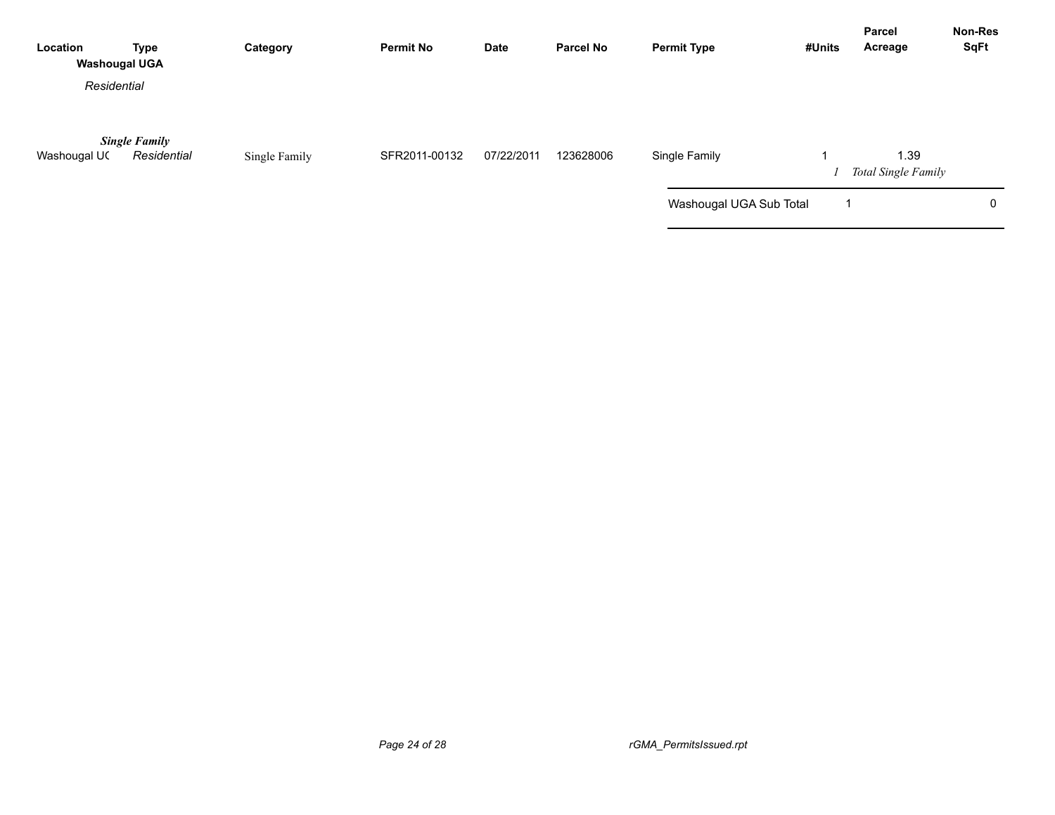| Location | Type | Category | Permit No | Date | Parcel No | Permit Type | #Units | Parcel Acreage | Non-Res SqFt |
|---|---|---|---|---|---|---|---|---|---|
| **Washougal UGA** | | | | | | | | | |
| *Residential* | | | | | | | | | |
| | ***Single Family*** | | | | | | | | |
| Washougal UC | *Residential* | Single Family | SFR2011-00132 | 07/22/2011 | 123628006 | Single Family | 1 | 1.39 | |
| | | | | | | | *1* | *Total Single Family* | |
| | | | | | | Washougal UGA Sub Total | 1 | | 0 |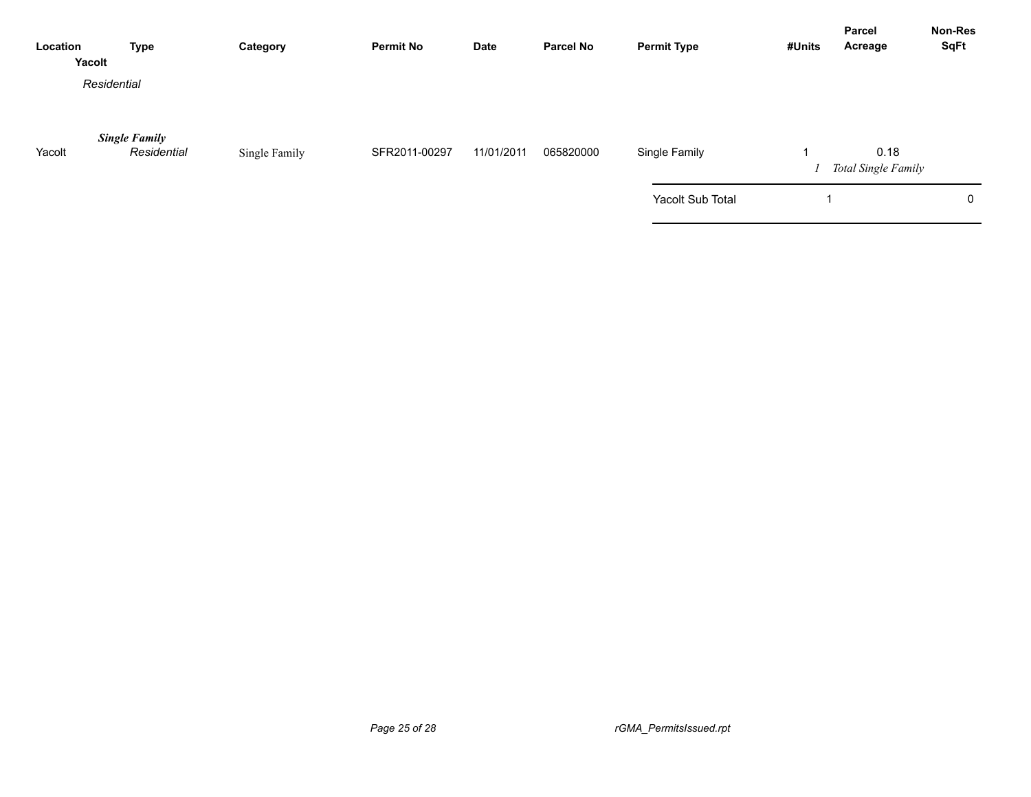| Location | Type | Category | Permit No | Date | Parcel No | Permit Type | #Units | Parcel Acreage | Non-Res SqFt |
|---|---|---|---|---|---|---|---|---|---|
| **Yacolt** | | | | | | | | | |
| *Residential* | | | | | | | | | |
| | ***Single Family*** | | | | | | | | |
| Yacolt | *Residential* | Single Family | SFR2011-00297 | 11/01/2011 | 065820000 | Single Family | 1 | 0.18 | |
| | | | | | | | *1* | *Total Single Family* | |
| | | | | | | Yacolt Sub Total | 1 | | 0 |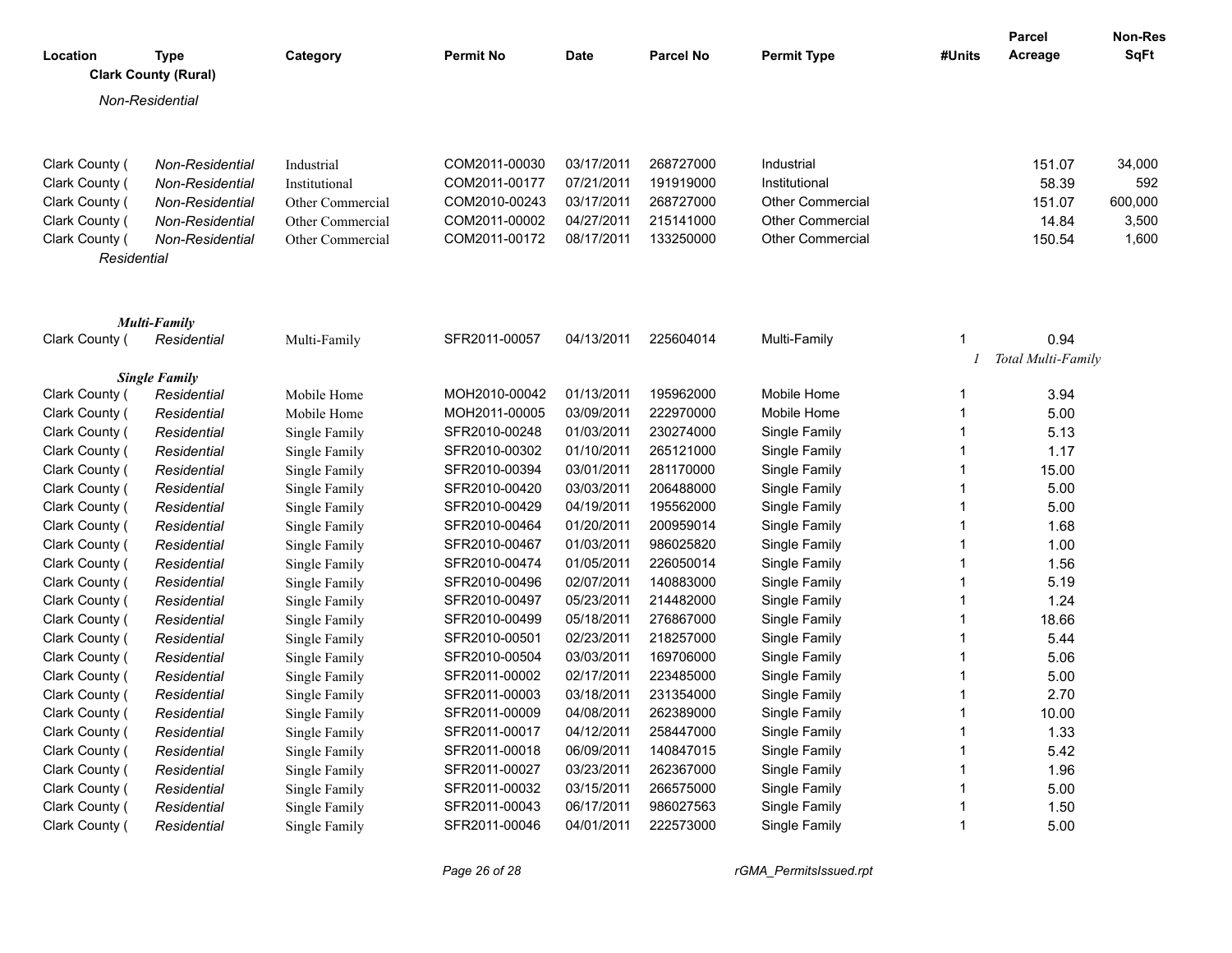| Location | Type | Category | Permit No | Date | Parcel No | Permit Type | #Units | Parcel Acreage | Non-Res SqFt |
|---|---|---|---|---|---|---|---|---|---|
| **Clark County (Rural)** | | | | | | | | | |
| *Non-Residential* | | | | | | | | | |
| Clark County ( | *Non-Residential* | Industrial | COM2011-00030 | 03/17/2011 | 268727000 | Industrial | | 151.07 | 34,000 |
| Clark County ( | *Non-Residential* | Institutional | COM2011-00177 | 07/21/2011 | 191919000 | Institutional | | 58.39 | 592 |
| Clark County ( | *Non-Residential* | Other Commercial | COM2010-00243 | 03/17/2011 | 268727000 | Other Commercial | | 151.07 | 600,000 |
| Clark County ( | *Non-Residential* | Other Commercial | COM2011-00002 | 04/27/2011 | 215141000 | Other Commercial | | 14.84 | 3,500 |
| Clark County ( | *Non-Residential* | Other Commercial | COM2011-00172 | 08/17/2011 | 133250000 | Other Commercial | | 150.54 | 1,600 |
| *Residential* | | | | | | | | | |
| ***Multi-Family*** | | | | | | | | | |
| Clark County ( | *Residential* | Multi-Family | SFR2011-00057 | 04/13/2011 | 225604014 | Multi-Family | 1 | 0.94 | |
| | | | | | | | *1* | *Total Multi-Family* | |
| ***Single Family*** | | | | | | | | | |
| Clark County ( | *Residential* | Mobile Home | MOH2010-00042 | 01/13/2011 | 195962000 | Mobile Home | 1 | 3.94 | |
| Clark County ( | *Residential* | Mobile Home | MOH2011-00005 | 03/09/2011 | 222970000 | Mobile Home | 1 | 5.00 | |
| Clark County ( | *Residential* | Single Family | SFR2010-00248 | 01/03/2011 | 230274000 | Single Family | 1 | 5.13 | |
| Clark County ( | *Residential* | Single Family | SFR2010-00302 | 01/10/2011 | 265121000 | Single Family | 1 | 1.17 | |
| Clark County ( | *Residential* | Single Family | SFR2010-00394 | 03/01/2011 | 281170000 | Single Family | 1 | 15.00 | |
| Clark County ( | *Residential* | Single Family | SFR2010-00420 | 03/03/2011 | 206488000 | Single Family | 1 | 5.00 | |
| Clark County ( | *Residential* | Single Family | SFR2010-00429 | 04/19/2011 | 195562000 | Single Family | 1 | 5.00 | |
| Clark County ( | *Residential* | Single Family | SFR2010-00464 | 01/20/2011 | 200959014 | Single Family | 1 | 1.68 | |
| Clark County ( | *Residential* | Single Family | SFR2010-00467 | 01/03/2011 | 986025820 | Single Family | 1 | 1.00 | |
| Clark County ( | *Residential* | Single Family | SFR2010-00474 | 01/05/2011 | 226050014 | Single Family | 1 | 1.56 | |
| Clark County ( | *Residential* | Single Family | SFR2010-00496 | 02/07/2011 | 140883000 | Single Family | 1 | 5.19 | |
| Clark County ( | *Residential* | Single Family | SFR2010-00497 | 05/23/2011 | 214482000 | Single Family | 1 | 1.24 | |
| Clark County ( | *Residential* | Single Family | SFR2010-00499 | 05/18/2011 | 276867000 | Single Family | 1 | 18.66 | |
| Clark County ( | *Residential* | Single Family | SFR2010-00501 | 02/23/2011 | 218257000 | Single Family | 1 | 5.44 | |
| Clark County ( | *Residential* | Single Family | SFR2010-00504 | 03/03/2011 | 169706000 | Single Family | 1 | 5.06 | |
| Clark County ( | *Residential* | Single Family | SFR2011-00002 | 02/17/2011 | 223485000 | Single Family | 1 | 5.00 | |
| Clark County ( | *Residential* | Single Family | SFR2011-00003 | 03/18/2011 | 231354000 | Single Family | 1 | 2.70 | |
| Clark County ( | *Residential* | Single Family | SFR2011-00009 | 04/08/2011 | 262389000 | Single Family | 1 | 10.00 | |
| Clark County ( | *Residential* | Single Family | SFR2011-00017 | 04/12/2011 | 258447000 | Single Family | 1 | 1.33 | |
| Clark County ( | *Residential* | Single Family | SFR2011-00018 | 06/09/2011 | 140847015 | Single Family | 1 | 5.42 | |
| Clark County ( | *Residential* | Single Family | SFR2011-00027 | 03/23/2011 | 262367000 | Single Family | 1 | 1.96 | |
| Clark County ( | *Residential* | Single Family | SFR2011-00032 | 03/15/2011 | 266575000 | Single Family | 1 | 5.00 | |
| Clark County ( | *Residential* | Single Family | SFR2011-00043 | 06/17/2011 | 986027563 | Single Family | 1 | 1.50 | |
| Clark County ( | *Residential* | Single Family | SFR2011-00046 | 04/01/2011 | 222573000 | Single Family | 1 | 5.00 | |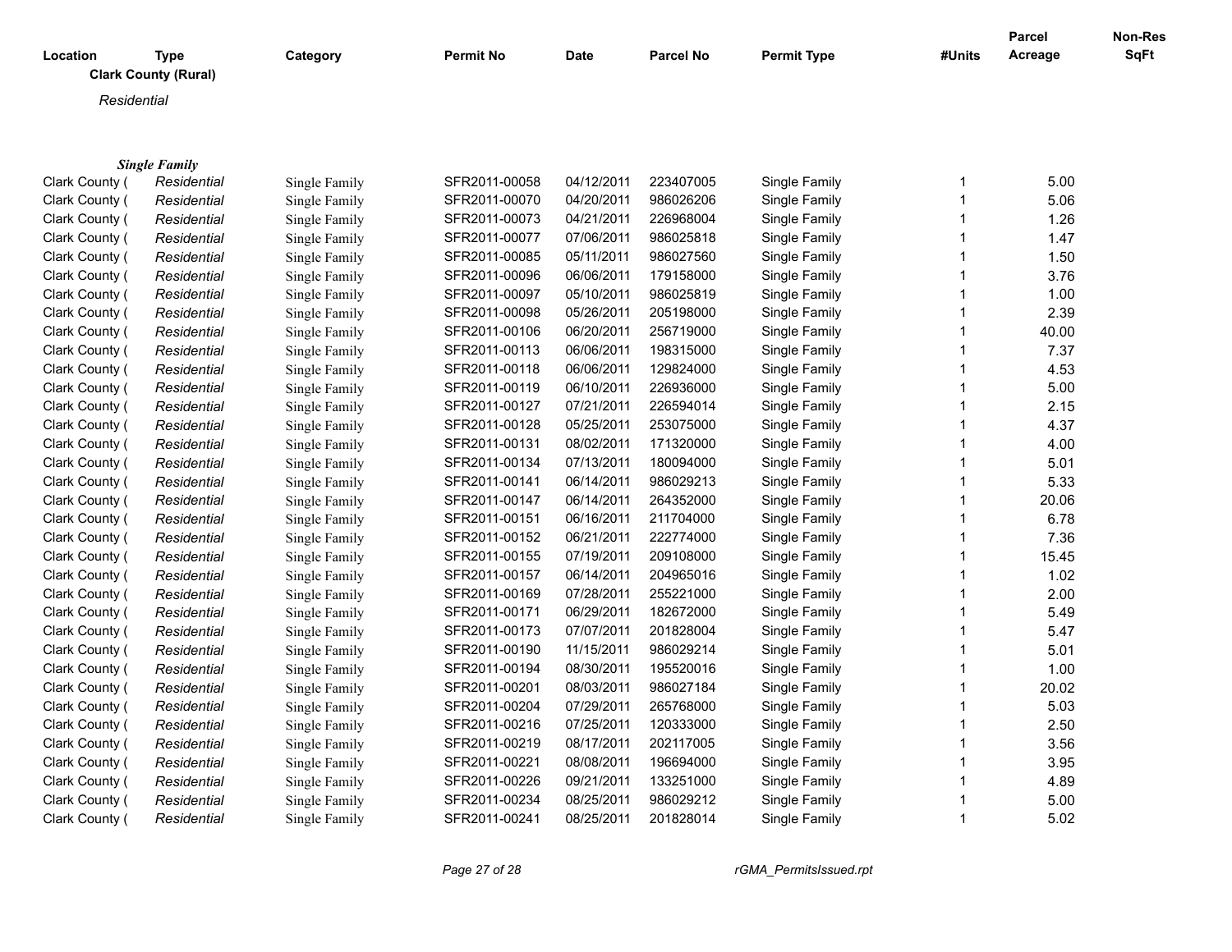| Location | Type | Category | Permit No | Date | Parcel No | Permit Type | #Units | Parcel Acreage | Non-Res SqFt |
|---|---|---|---|---|---|---|---|---|---|
| **Clark County (Rural)** | | | | | | | | | |
| *Residential* | | | | | | | | | |
| ***Single Family*** | | | | | | | | | |
| Clark County ( | *Residential* | Single Family | SFR2011-00058 | 04/12/2011 | 223407005 | Single Family | 1 | 5.00 | |
| Clark County ( | *Residential* | Single Family | SFR2011-00070 | 04/20/2011 | 986026206 | Single Family | 1 | 5.06 | |
| Clark County ( | *Residential* | Single Family | SFR2011-00073 | 04/21/2011 | 226968004 | Single Family | 1 | 1.26 | |
| Clark County ( | *Residential* | Single Family | SFR2011-00077 | 07/06/2011 | 986025818 | Single Family | 1 | 1.47 | |
| Clark County ( | *Residential* | Single Family | SFR2011-00085 | 05/11/2011 | 986027560 | Single Family | 1 | 1.50 | |
| Clark County ( | *Residential* | Single Family | SFR2011-00096 | 06/06/2011 | 179158000 | Single Family | 1 | 3.76 | |
| Clark County ( | *Residential* | Single Family | SFR2011-00097 | 05/10/2011 | 986025819 | Single Family | 1 | 1.00 | |
| Clark County ( | *Residential* | Single Family | SFR2011-00098 | 05/26/2011 | 205198000 | Single Family | 1 | 2.39 | |
| Clark County ( | *Residential* | Single Family | SFR2011-00106 | 06/20/2011 | 256719000 | Single Family | 1 | 40.00 | |
| Clark County ( | *Residential* | Single Family | SFR2011-00113 | 06/06/2011 | 198315000 | Single Family | 1 | 7.37 | |
| Clark County ( | *Residential* | Single Family | SFR2011-00118 | 06/06/2011 | 129824000 | Single Family | 1 | 4.53 | |
| Clark County ( | *Residential* | Single Family | SFR2011-00119 | 06/10/2011 | 226936000 | Single Family | 1 | 5.00 | |
| Clark County ( | *Residential* | Single Family | SFR2011-00127 | 07/21/2011 | 226594014 | Single Family | 1 | 2.15 | |
| Clark County ( | *Residential* | Single Family | SFR2011-00128 | 05/25/2011 | 253075000 | Single Family | 1 | 4.37 | |
| Clark County ( | *Residential* | Single Family | SFR2011-00131 | 08/02/2011 | 171320000 | Single Family | 1 | 4.00 | |
| Clark County ( | *Residential* | Single Family | SFR2011-00134 | 07/13/2011 | 180094000 | Single Family | 1 | 5.01 | |
| Clark County ( | *Residential* | Single Family | SFR2011-00141 | 06/14/2011 | 986029213 | Single Family | 1 | 5.33 | |
| Clark County ( | *Residential* | Single Family | SFR2011-00147 | 06/14/2011 | 264352000 | Single Family | 1 | 20.06 | |
| Clark County ( | *Residential* | Single Family | SFR2011-00151 | 06/16/2011 | 211704000 | Single Family | 1 | 6.78 | |
| Clark County ( | *Residential* | Single Family | SFR2011-00152 | 06/21/2011 | 222774000 | Single Family | 1 | 7.36 | |
| Clark County ( | *Residential* | Single Family | SFR2011-00155 | 07/19/2011 | 209108000 | Single Family | 1 | 15.45 | |
| Clark County ( | *Residential* | Single Family | SFR2011-00157 | 06/14/2011 | 204965016 | Single Family | 1 | 1.02 | |
| Clark County ( | *Residential* | Single Family | SFR2011-00169 | 07/28/2011 | 255221000 | Single Family | 1 | 2.00 | |
| Clark County ( | *Residential* | Single Family | SFR2011-00171 | 06/29/2011 | 182672000 | Single Family | 1 | 5.49 | |
| Clark County ( | *Residential* | Single Family | SFR2011-00173 | 07/07/2011 | 201828004 | Single Family | 1 | 5.47 | |
| Clark County ( | *Residential* | Single Family | SFR2011-00190 | 11/15/2011 | 986029214 | Single Family | 1 | 5.01 | |
| Clark County ( | *Residential* | Single Family | SFR2011-00194 | 08/30/2011 | 195520016 | Single Family | 1 | 1.00 | |
| Clark County ( | *Residential* | Single Family | SFR2011-00201 | 08/03/2011 | 986027184 | Single Family | 1 | 20.02 | |
| Clark County ( | *Residential* | Single Family | SFR2011-00204 | 07/29/2011 | 265768000 | Single Family | 1 | 5.03 | |
| Clark County ( | *Residential* | Single Family | SFR2011-00216 | 07/25/2011 | 120333000 | Single Family | 1 | 2.50 | |
| Clark County ( | *Residential* | Single Family | SFR2011-00219 | 08/17/2011 | 202117005 | Single Family | 1 | 3.56 | |
| Clark County ( | *Residential* | Single Family | SFR2011-00221 | 08/08/2011 | 196694000 | Single Family | 1 | 3.95 | |
| Clark County ( | *Residential* | Single Family | SFR2011-00226 | 09/21/2011 | 133251000 | Single Family | 1 | 4.89 | |
| Clark County ( | *Residential* | Single Family | SFR2011-00234 | 08/25/2011 | 986029212 | Single Family | 1 | 5.00 | |
| Clark County ( | *Residential* | Single Family | SFR2011-00241 | 08/25/2011 | 201828014 | Single Family | 1 | 5.02 | |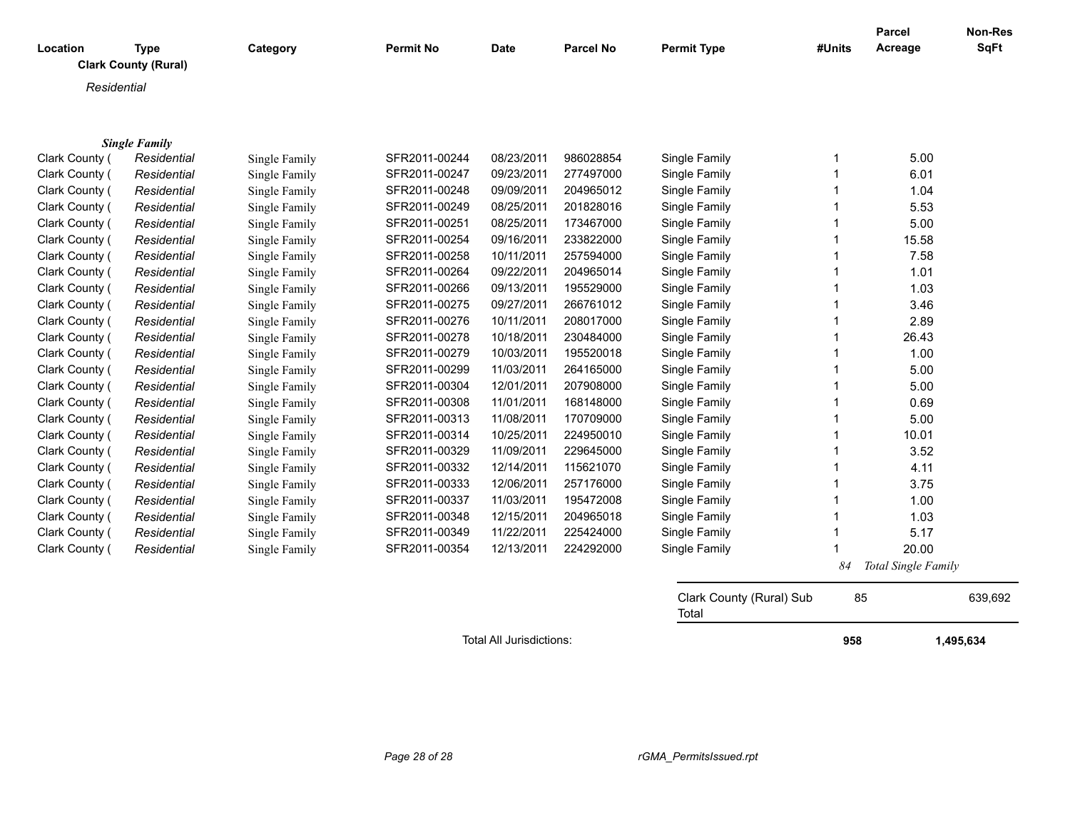| Location | Type | Category | Permit No | Date | Parcel No | Permit Type | #Units | Parcel Acreage | Non-Res SqFt |
|---|---|---|---|---|---|---|---|---|---|
| **Clark County (Rural)** | | | | | | | | | |
| *Residential* | | | | | | | | | |
| ***Single Family*** | | | | | | | | | |
| Clark County ( | *Residential* | Single Family | SFR2011-00244 | 08/23/2011 | 986028854 | Single Family | 1 | 5.00 | |
| Clark County ( | *Residential* | Single Family | SFR2011-00247 | 09/23/2011 | 277497000 | Single Family | 1 | 6.01 | |
| Clark County ( | *Residential* | Single Family | SFR2011-00248 | 09/09/2011 | 204965012 | Single Family | 1 | 1.04 | |
| Clark County ( | *Residential* | Single Family | SFR2011-00249 | 08/25/2011 | 201828016 | Single Family | 1 | 5.53 | |
| Clark County ( | *Residential* | Single Family | SFR2011-00251 | 08/25/2011 | 173467000 | Single Family | 1 | 5.00 | |
| Clark County ( | *Residential* | Single Family | SFR2011-00254 | 09/16/2011 | 233822000 | Single Family | 1 | 15.58 | |
| Clark County ( | *Residential* | Single Family | SFR2011-00258 | 10/11/2011 | 257594000 | Single Family | 1 | 7.58 | |
| Clark County ( | *Residential* | Single Family | SFR2011-00264 | 09/22/2011 | 204965014 | Single Family | 1 | 1.01 | |
| Clark County ( | *Residential* | Single Family | SFR2011-00266 | 09/13/2011 | 195529000 | Single Family | 1 | 1.03 | |
| Clark County ( | *Residential* | Single Family | SFR2011-00275 | 09/27/2011 | 266761012 | Single Family | 1 | 3.46 | |
| Clark County ( | *Residential* | Single Family | SFR2011-00276 | 10/11/2011 | 208017000 | Single Family | 1 | 2.89 | |
| Clark County ( | *Residential* | Single Family | SFR2011-00278 | 10/18/2011 | 230484000 | Single Family | 1 | 26.43 | |
| Clark County ( | *Residential* | Single Family | SFR2011-00279 | 10/03/2011 | 195520018 | Single Family | 1 | 1.00 | |
| Clark County ( | *Residential* | Single Family | SFR2011-00299 | 11/03/2011 | 264165000 | Single Family | 1 | 5.00 | |
| Clark County ( | *Residential* | Single Family | SFR2011-00304 | 12/01/2011 | 207908000 | Single Family | 1 | 5.00 | |
| Clark County ( | *Residential* | Single Family | SFR2011-00308 | 11/01/2011 | 168148000 | Single Family | 1 | 0.69 | |
| Clark County ( | *Residential* | Single Family | SFR2011-00313 | 11/08/2011 | 170709000 | Single Family | 1 | 5.00 | |
| Clark County ( | *Residential* | Single Family | SFR2011-00314 | 10/25/2011 | 224950010 | Single Family | 1 | 10.01 | |
| Clark County ( | *Residential* | Single Family | SFR2011-00329 | 11/09/2011 | 229645000 | Single Family | 1 | 3.52 | |
| Clark County ( | *Residential* | Single Family | SFR2011-00332 | 12/14/2011 | 115621070 | Single Family | 1 | 4.11 | |
| Clark County ( | *Residential* | Single Family | SFR2011-00333 | 12/06/2011 | 257176000 | Single Family | 1 | 3.75 | |
| Clark County ( | *Residential* | Single Family | SFR2011-00337 | 11/03/2011 | 195472008 | Single Family | 1 | 1.00 | |
| Clark County ( | *Residential* | Single Family | SFR2011-00348 | 12/15/2011 | 204965018 | Single Family | 1 | 1.03 | |
| Clark County ( | *Residential* | Single Family | SFR2011-00349 | 11/22/2011 | 225424000 | Single Family | 1 | 5.17 | |
| Clark County ( | *Residential* | Single Family | SFR2011-00354 | 12/13/2011 | 224292000 | Single Family | 1 | 20.00 | |
| | | | | | | | *84* | *Total Single Family* | |
| | | | | | | Clark County (Rural) Sub Total | 85 | | 639,692 |
| | | | | Total All Jurisdictions: | | | **958** | | **1,495,634** |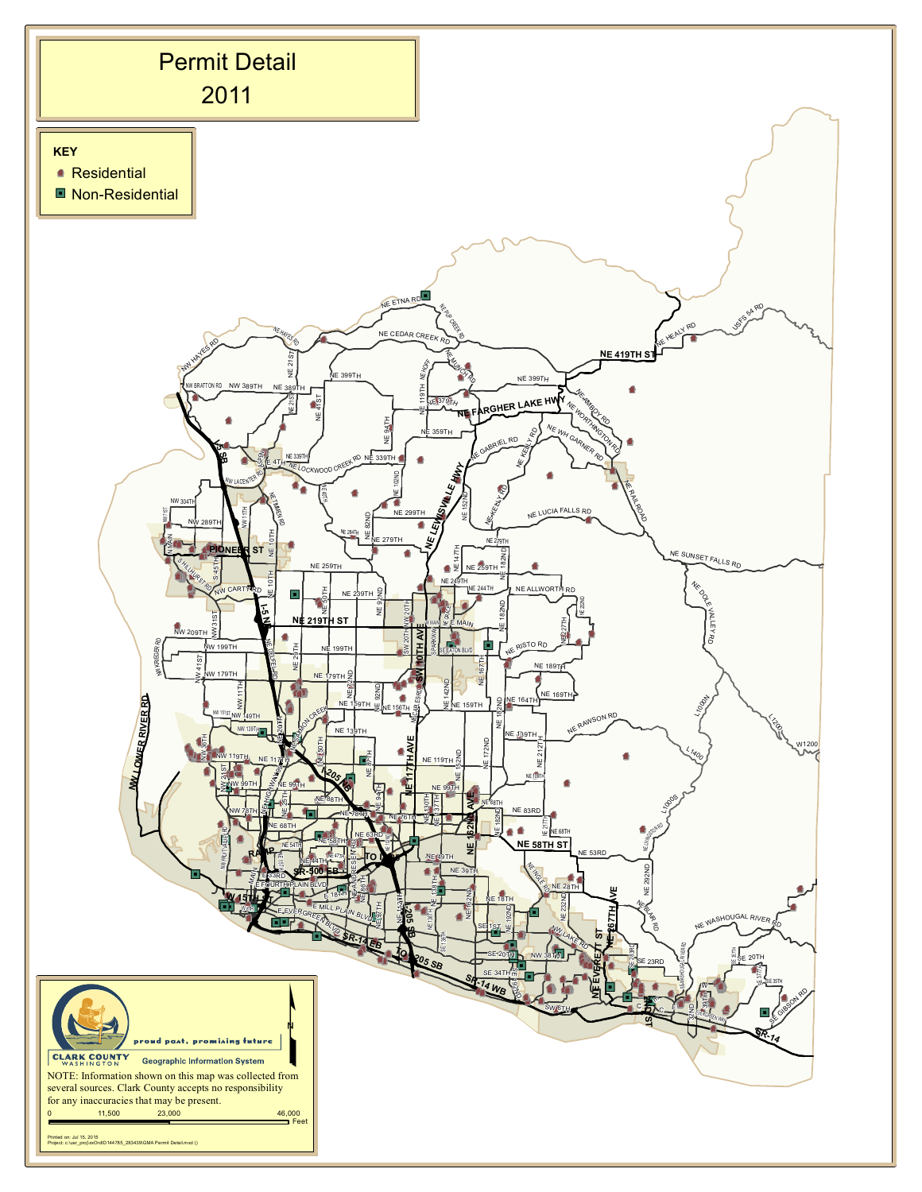# Permit Detail
# 2011

**KEY**

- Residential
- Non-Residential

CLARK COUNTY WASHINGTON

proud past, promising future

Geographic Information System

NOTE: Information shown on this map was collected from several sources. Clark County accepts no responsibility for any inaccuracies that may be present.

0 11,500 23,000 46,000 Feet

Printed on: Jul 15, 2015

Project: c:\usr_proj\cxOrd\D144785_283439\GMA Permit Detail.mxd ()